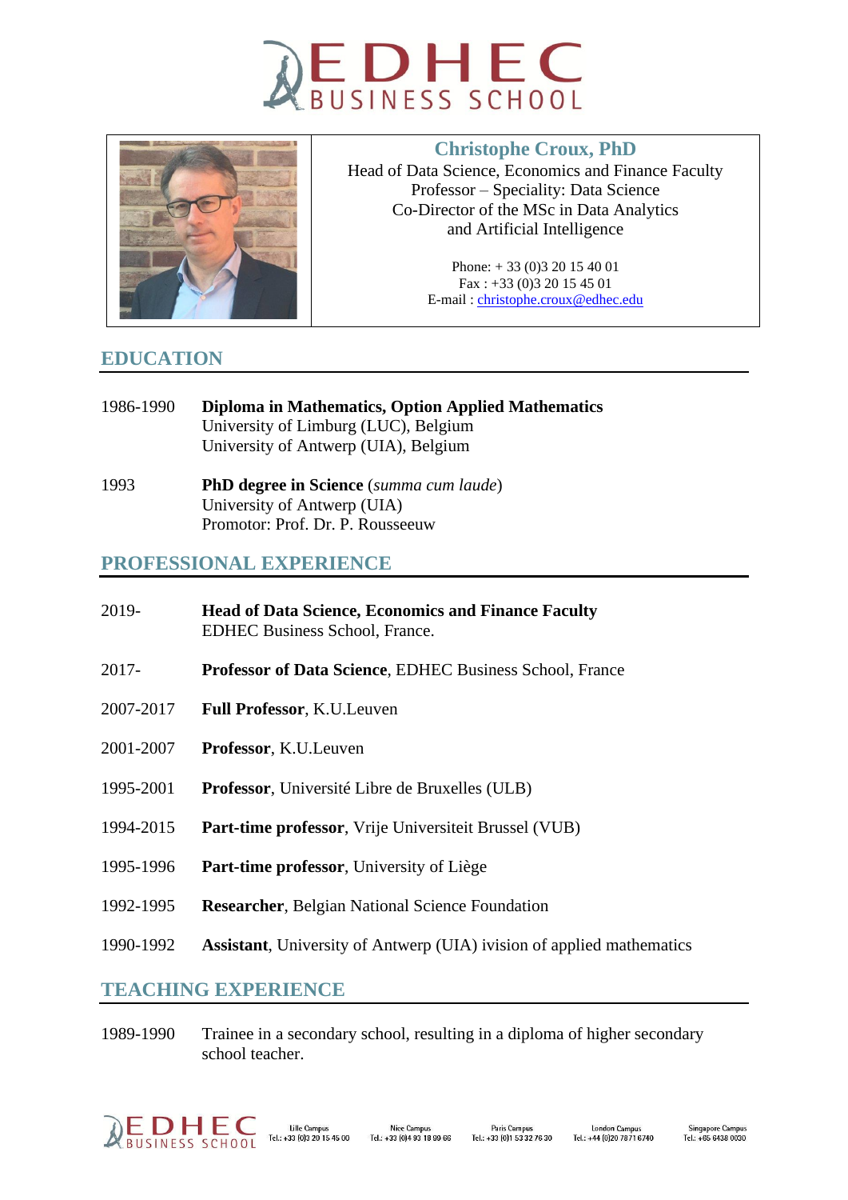# Christophe Croux, PhD

Head of Data Science, Economics and Finance Faculty
Professor – Speciality: Data Science
Co-Director of the MSc in Data Analytics
and Artificial Intelligence

Phone: + 33 (0)3 20 15 40 01
Fax : +33 (0)3 20 15 45 01
E-mail : christophe.croux@edhec.edu

## EDUCATION

1986-1990 **Diploma in Mathematics, Option Applied Mathematics**
University of Limburg (LUC), Belgium
University of Antwerp (UIA), Belgium

1993 **PhD degree in Science** (*summa cum laude*)
University of Antwerp (UIA)
Promotor: Prof. Dr. P. Rousseeuw

## PROFESSIONAL EXPERIENCE

2019- **Head of Data Science, Economics and Finance Faculty**
EDHEC Business School, France.

2017- **Professor of Data Science**, EDHEC Business School, France

2007-2017 **Full Professor**, K.U.Leuven

2001-2007 **Professor**, K.U.Leuven

1995-2001 **Professor**, Université Libre de Bruxelles (ULB)

1994-2015 **Part-time professor**, Vrije Universiteit Brussel (VUB)

1995-1996 **Part-time professor**, University of Liège

1992-1995 **Researcher**, Belgian National Science Foundation

1990-1992 **Assistant**, University of Antwerp (UIA) ivision of applied mathematics

## TEACHING EXPERIENCE

1989-1990 Trainee in a secondary school, resulting in a diploma of higher secondary school teacher.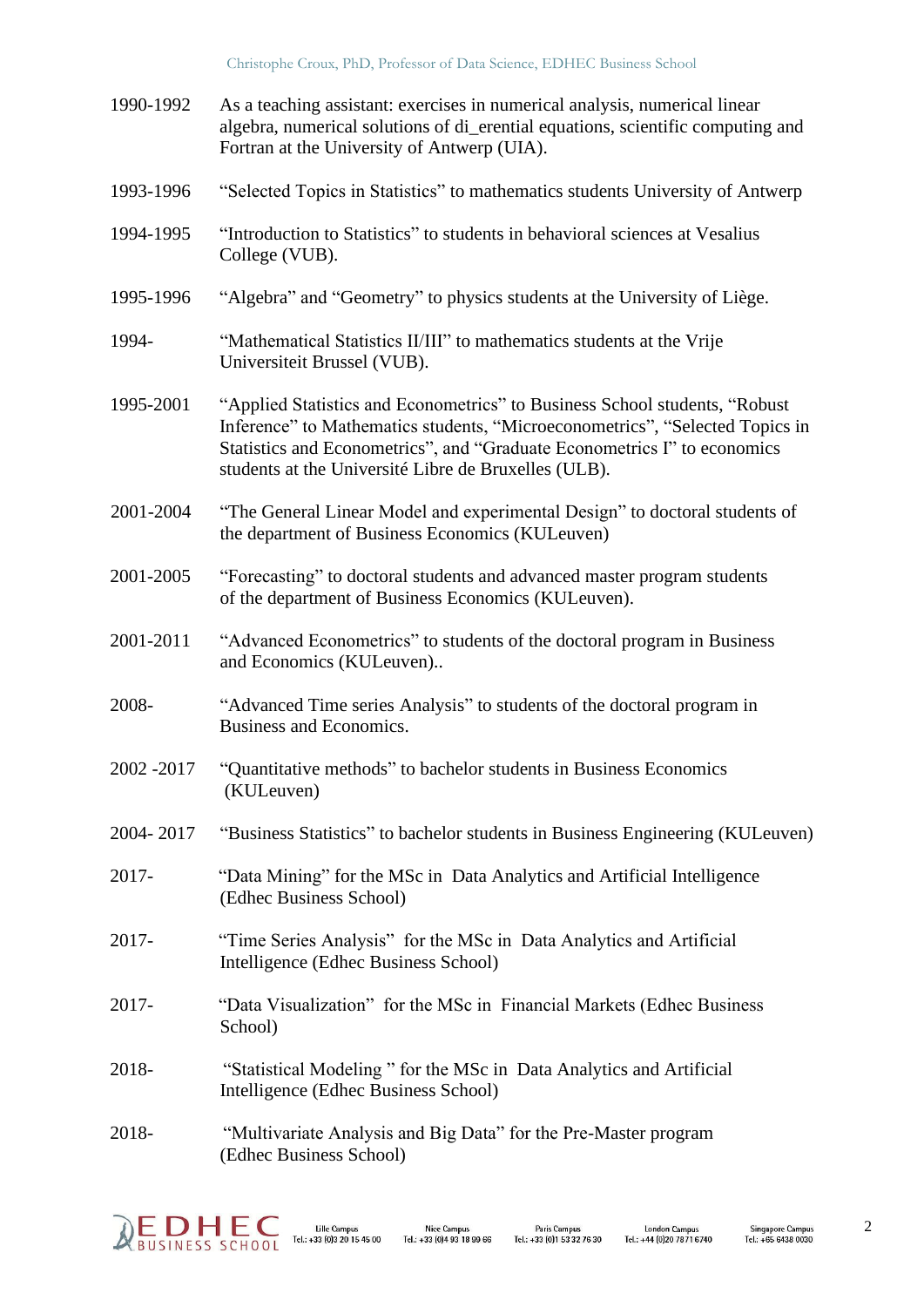1990-1992 As a teaching assistant: exercises in numerical analysis, numerical linear algebra, numerical solutions of di_erential equations, scientific computing and Fortran at the University of Antwerp (UIA).

1993-1996 “Selected Topics in Statistics” to mathematics students University of Antwerp

1994-1995 “Introduction to Statistics” to students in behavioral sciences at Vesalius College (VUB).

1995-1996 “Algebra” and “Geometry” to physics students at the University of Liège.

1994- “Mathematical Statistics II/III” to mathematics students at the Vrije Universiteit Brussel (VUB).

1995-2001 “Applied Statistics and Econometrics” to Business School students, “Robust Inference” to Mathematics students, “Microeconometrics”, “Selected Topics in Statistics and Econometrics”, and “Graduate Econometrics I” to economics students at the Université Libre de Bruxelles (ULB).

2001-2004 “The General Linear Model and experimental Design” to doctoral students of the department of Business Economics (KULeuven)

2001-2005 “Forecasting” to doctoral students and advanced master program students of the department of Business Economics (KULeuven).

2001-2011 “Advanced Econometrics” to students of the doctoral program in Business and Economics (KULeuven)..

2008- “Advanced Time series Analysis” to students of the doctoral program in Business and Economics.

2002 -2017 “Quantitative methods” to bachelor students in Business Economics (KULeuven)

2004- 2017 “Business Statistics” to bachelor students in Business Engineering (KULeuven)

2017- “Data Mining” for the MSc in Data Analytics and Artificial Intelligence (Edhec Business School)

2017- “Time Series Analysis” for the MSc in Data Analytics and Artificial Intelligence (Edhec Business School)

2017- “Data Visualization” for the MSc in Financial Markets (Edhec Business School)

2018- “Statistical Modeling ” for the MSc in Data Analytics and Artificial Intelligence (Edhec Business School)

2018- “Multivariate Analysis and Big Data” for the Pre-Master program (Edhec Business School)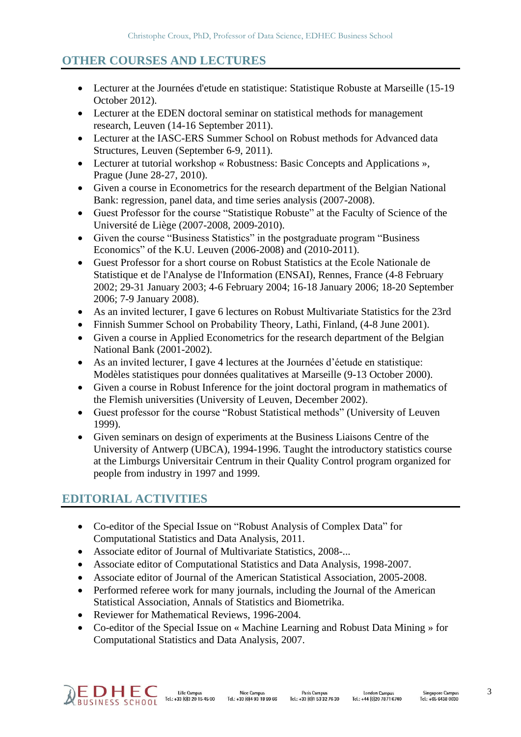## OTHER COURSES AND LECTURES

- Lecturer at the Journées d'etude en statistique: Statistique Robuste at Marseille (15-19 October 2012).
- Lecturer at the EDEN doctoral seminar on statistical methods for management research, Leuven (14-16 September 2011).
- Lecturer at the IASC-ERS Summer School on Robust methods for Advanced data Structures, Leuven (September 6-9, 2011).
- Lecturer at tutorial workshop « Robustness: Basic Concepts and Applications », Prague (June 28-27, 2010).
- Given a course in Econometrics for the research department of the Belgian National Bank: regression, panel data, and time series analysis (2007-2008).
- Guest Professor for the course "Statistique Robuste" at the Faculty of Science of the Université de Liège (2007-2008, 2009-2010).
- Given the course "Business Statistics" in the postgraduate program "Business Economics" of the K.U. Leuven (2006-2008) and (2010-2011).
- Guest Professor for a short course on Robust Statistics at the Ecole Nationale de Statistique et de l'Analyse de l'Information (ENSAI), Rennes, France (4-8 February 2002; 29-31 January 2003; 4-6 February 2004; 16-18 January 2006; 18-20 September 2006; 7-9 January 2008).
- As an invited lecturer, I gave 6 lectures on Robust Multivariate Statistics for the 23rd
- Finnish Summer School on Probability Theory, Lathi, Finland, (4-8 June 2001).
- Given a course in Applied Econometrics for the research department of the Belgian National Bank (2001-2002).
- As an invited lecturer, I gave 4 lectures at the Journées d'éetude en statistique: Modèles statistiques pour données qualitatives at Marseille (9-13 October 2000).
- Given a course in Robust Inference for the joint doctoral program in mathematics of the Flemish universities (University of Leuven, December 2002).
- Guest professor for the course "Robust Statistical methods" (University of Leuven 1999).
- Given seminars on design of experiments at the Business Liaisons Centre of the University of Antwerp (UBCA), 1994-1996. Taught the introductory statistics course at the Limburgs Universitair Centrum in their Quality Control program organized for people from industry in 1997 and 1999.

## EDITORIAL ACTIVITIES

- Co-editor of the Special Issue on "Robust Analysis of Complex Data" for Computational Statistics and Data Analysis, 2011.
- Associate editor of Journal of Multivariate Statistics, 2008-...
- Associate editor of Computational Statistics and Data Analysis, 1998-2007.
- Associate editor of Journal of the American Statistical Association, 2005-2008.
- Performed referee work for many journals, including the Journal of the American Statistical Association, Annals of Statistics and Biometrika.
- Reviewer for Mathematical Reviews, 1996-2004.
- Co-editor of the Special Issue on « Machine Learning and Robust Data Mining » for Computational Statistics and Data Analysis, 2007.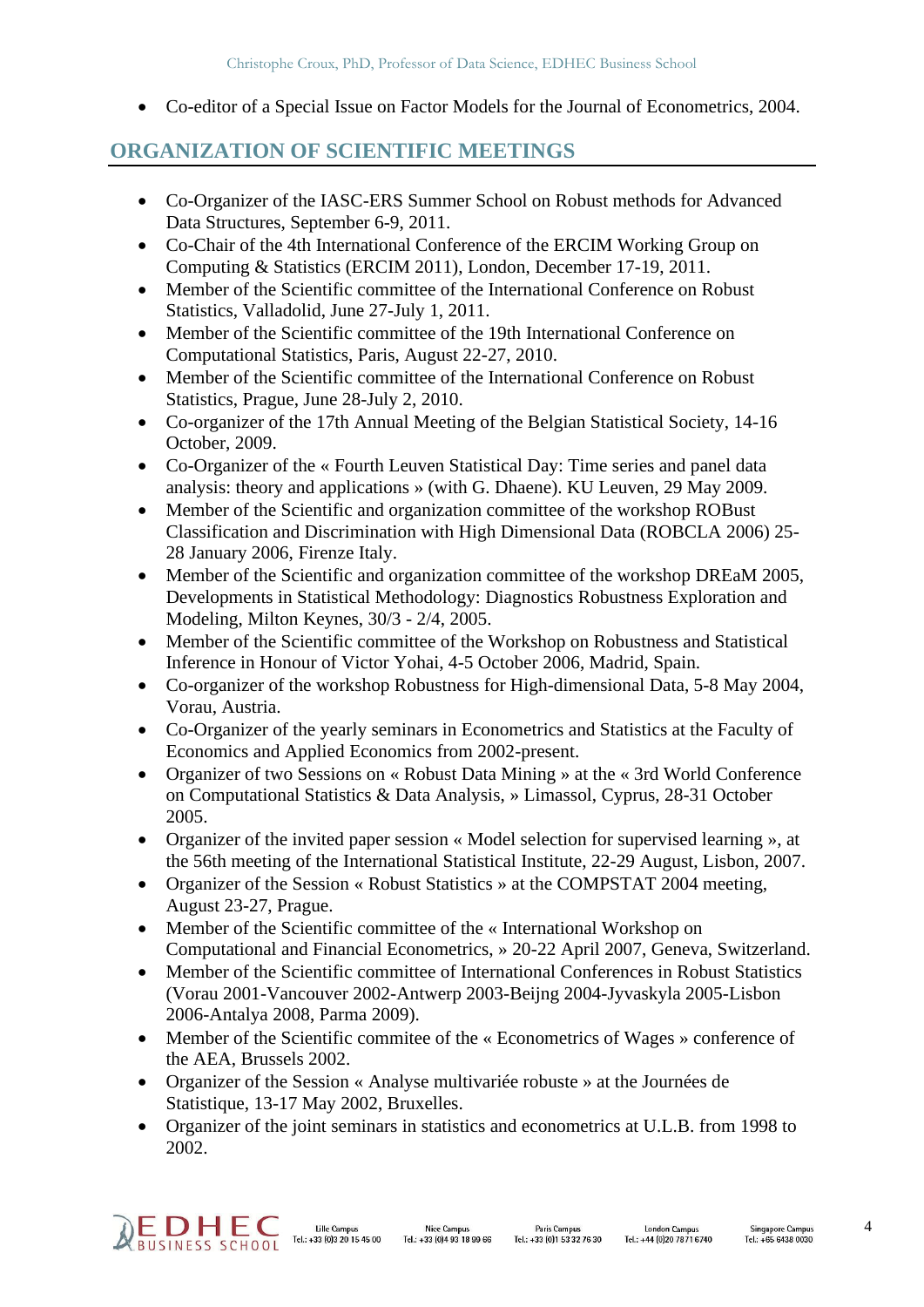- Co-editor of a Special Issue on Factor Models for the Journal of Econometrics, 2004.

## ORGANIZATION OF SCIENTIFIC MEETINGS

- Co-Organizer of the IASC-ERS Summer School on Robust methods for Advanced Data Structures, September 6-9, 2011.
- Co-Chair of the 4th International Conference of the ERCIM Working Group on Computing & Statistics (ERCIM 2011), London, December 17-19, 2011.
- Member of the Scientific committee of the International Conference on Robust Statistics, Valladolid, June 27-July 1, 2011.
- Member of the Scientific committee of the 19th International Conference on Computational Statistics, Paris, August 22-27, 2010.
- Member of the Scientific committee of the International Conference on Robust Statistics, Prague, June 28-July 2, 2010.
- Co-organizer of the 17th Annual Meeting of the Belgian Statistical Society, 14-16 October, 2009.
- Co-Organizer of the « Fourth Leuven Statistical Day: Time series and panel data analysis: theory and applications » (with G. Dhaene). KU Leuven, 29 May 2009.
- Member of the Scientific and organization committee of the workshop ROBust Classification and Discrimination with High Dimensional Data (ROBCLA 2006) 25-28 January 2006, Firenze Italy.
- Member of the Scientific and organization committee of the workshop DREaM 2005, Developments in Statistical Methodology: Diagnostics Robustness Exploration and Modeling, Milton Keynes, 30/3 - 2/4, 2005.
- Member of the Scientific committee of the Workshop on Robustness and Statistical Inference in Honour of Victor Yohai, 4-5 October 2006, Madrid, Spain.
- Co-organizer of the workshop Robustness for High-dimensional Data, 5-8 May 2004, Vorau, Austria.
- Co-Organizer of the yearly seminars in Econometrics and Statistics at the Faculty of Economics and Applied Economics from 2002-present.
- Organizer of two Sessions on « Robust Data Mining » at the « 3rd World Conference on Computational Statistics & Data Analysis, » Limassol, Cyprus, 28-31 October 2005.
- Organizer of the invited paper session « Model selection for supervised learning », at the 56th meeting of the International Statistical Institute, 22-29 August, Lisbon, 2007.
- Organizer of the Session « Robust Statistics » at the COMPSTAT 2004 meeting, August 23-27, Prague.
- Member of the Scientific committee of the « International Workshop on Computational and Financial Econometrics, » 20-22 April 2007, Geneva, Switzerland.
- Member of the Scientific committee of International Conferences in Robust Statistics (Vorau 2001-Vancouver 2002-Antwerp 2003-Beijng 2004-Jyvaskyla 2005-Lisbon 2006-Antalya 2008, Parma 2009).
- Member of the Scientific commitee of the « Econometrics of Wages » conference of the AEA, Brussels 2002.
- Organizer of the Session « Analyse multivariée robuste » at the Journées de Statistique, 13-17 May 2002, Bruxelles.
- Organizer of the joint seminars in statistics and econometrics at U.L.B. from 1998 to 2002.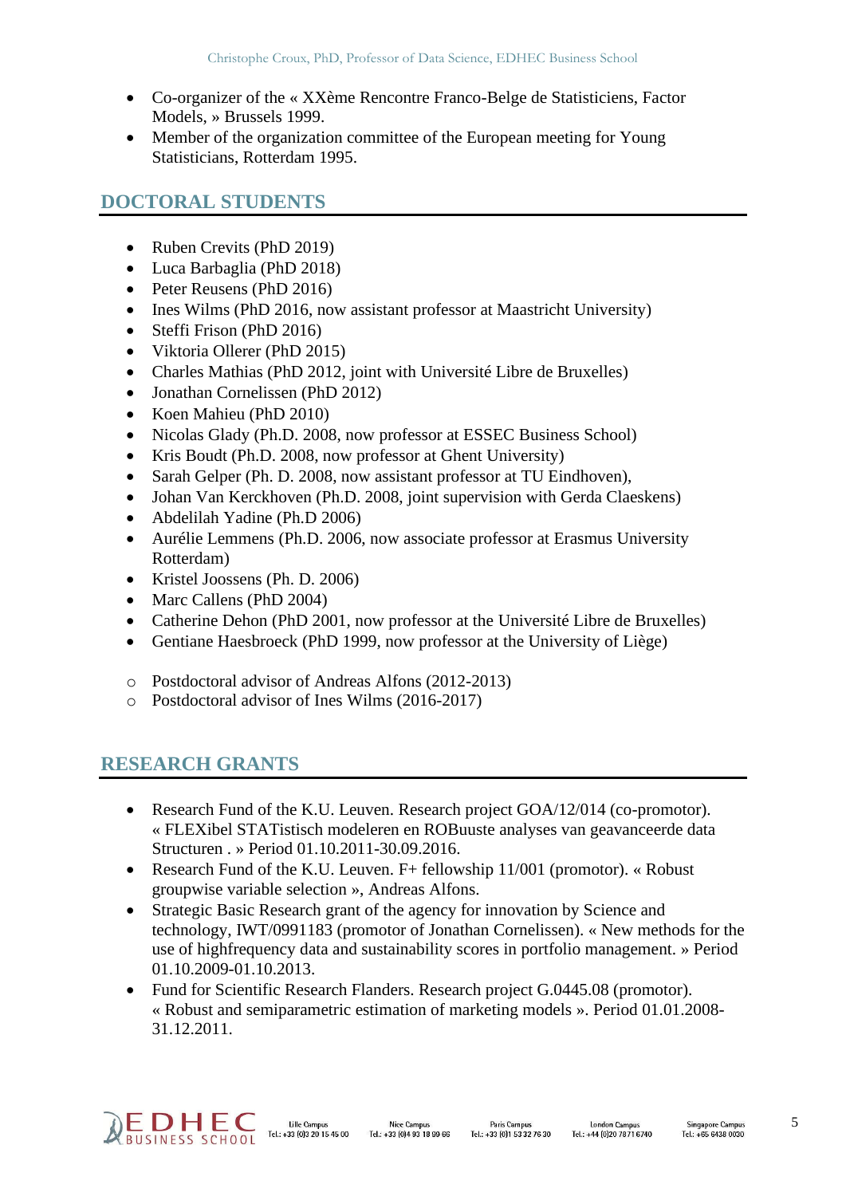- Co-organizer of the « XXème Rencontre Franco-Belge de Statisticiens, Factor Models, » Brussels 1999.
- Member of the organization committee of the European meeting for Young Statisticians, Rotterdam 1995.

## DOCTORAL STUDENTS

- Ruben Crevits (PhD 2019)
- Luca Barbaglia (PhD 2018)
- Peter Reusens (PhD 2016)
- Ines Wilms (PhD 2016, now assistant professor at Maastricht University)
- Steffi Frison (PhD 2016)
- Viktoria Ollerer (PhD 2015)
- Charles Mathias (PhD 2012, joint with Université Libre de Bruxelles)
- Jonathan Cornelissen (PhD 2012)
- Koen Mahieu (PhD 2010)
- Nicolas Glady (Ph.D. 2008, now professor at ESSEC Business School)
- Kris Boudt (Ph.D. 2008, now professor at Ghent University)
- Sarah Gelper (Ph. D. 2008, now assistant professor at TU Eindhoven),
- Johan Van Kerckhoven (Ph.D. 2008, joint supervision with Gerda Claeskens)
- Abdelilah Yadine (Ph.D 2006)
- Aurélie Lemmens (Ph.D. 2006, now associate professor at Erasmus University Rotterdam)
- Kristel Joossens (Ph. D. 2006)
- Marc Callens (PhD 2004)
- Catherine Dehon (PhD 2001, now professor at the Université Libre de Bruxelles)
- Gentiane Haesbroeck (PhD 1999, now professor at the University of Liège)

- Postdoctoral advisor of Andreas Alfons (2012-2013)
- Postdoctoral advisor of Ines Wilms (2016-2017)

## RESEARCH GRANTS

- Research Fund of the K.U. Leuven. Research project GOA/12/014 (co-promotor). « FLEXibel STATistisch modeleren en ROBuuste analyses van geavanceerde data Structuren . » Period 01.10.2011-30.09.2016.
- Research Fund of the K.U. Leuven. F+ fellowship 11/001 (promotor). « Robust groupwise variable selection », Andreas Alfons.
- Strategic Basic Research grant of the agency for innovation by Science and technology, IWT/0991183 (promotor of Jonathan Cornelissen). « New methods for the use of highfrequency data and sustainability scores in portfolio management. » Period 01.10.2009-01.10.2013.
- Fund for Scientific Research Flanders. Research project G.0445.08 (promotor). « Robust and semiparametric estimation of marketing models ». Period 01.01.2008-31.12.2011.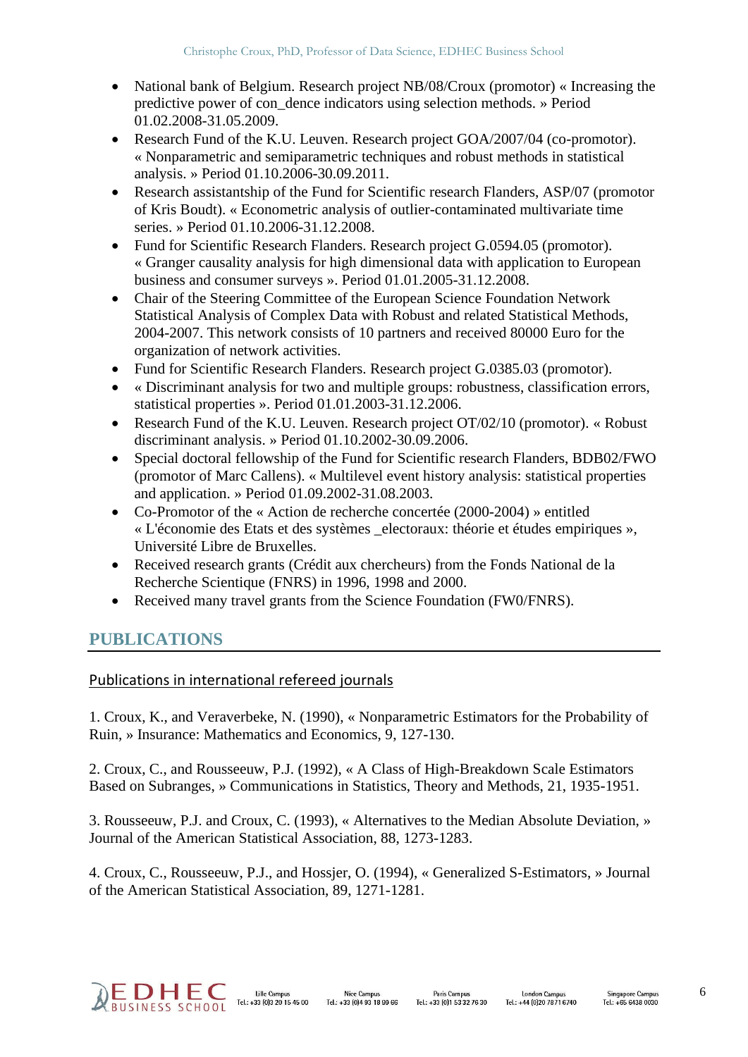- National bank of Belgium. Research project NB/08/Croux (promotor) « Increasing the predictive power of con_dence indicators using selection methods. » Period 01.02.2008-31.05.2009.
- Research Fund of the K.U. Leuven. Research project GOA/2007/04 (co-promotor). « Nonparametric and semiparametric techniques and robust methods in statistical analysis. » Period 01.10.2006-30.09.2011.
- Research assistantship of the Fund for Scientific research Flanders, ASP/07 (promotor of Kris Boudt). « Econometric analysis of outlier-contaminated multivariate time series. » Period 01.10.2006-31.12.2008.
- Fund for Scientific Research Flanders. Research project G.0594.05 (promotor). « Granger causality analysis for high dimensional data with application to European business and consumer surveys ». Period 01.01.2005-31.12.2008.
- Chair of the Steering Committee of the European Science Foundation Network Statistical Analysis of Complex Data with Robust and related Statistical Methods, 2004-2007. This network consists of 10 partners and received 80000 Euro for the organization of network activities.
- Fund for Scientific Research Flanders. Research project G.0385.03 (promotor).
- « Discriminant analysis for two and multiple groups: robustness, classification errors, statistical properties ». Period 01.01.2003-31.12.2006.
- Research Fund of the K.U. Leuven. Research project OT/02/10 (promotor). « Robust discriminant analysis. » Period 01.10.2002-30.09.2006.
- Special doctoral fellowship of the Fund for Scientific research Flanders, BDB02/FWO (promotor of Marc Callens). « Multilevel event history analysis: statistical properties and application. » Period 01.09.2002-31.08.2003.
- Co-Promotor of the « Action de recherche concertée (2000-2004) » entitled « L'économie des Etats et des systèmes _electoraux: théorie et études empiriques », Université Libre de Bruxelles.
- Received research grants (Crédit aux chercheurs) from the Fonds National de la Recherche Scientique (FNRS) in 1996, 1998 and 2000.
- Received many travel grants from the Science Foundation (FW0/FNRS).

## PUBLICATIONS

### Publications in international refereed journals

1. Croux, K., and Veraverbeke, N. (1990), « Nonparametric Estimators for the Probability of Ruin, » Insurance: Mathematics and Economics, 9, 127-130.

2. Croux, C., and Rousseeuw, P.J. (1992), « A Class of High-Breakdown Scale Estimators Based on Subranges, » Communications in Statistics, Theory and Methods, 21, 1935-1951.

3. Rousseeuw, P.J. and Croux, C. (1993), « Alternatives to the Median Absolute Deviation, » Journal of the American Statistical Association, 88, 1273-1283.

4. Croux, C., Rousseeuw, P.J., and Hossjer, O. (1994), « Generalized S-Estimators, » Journal of the American Statistical Association, 89, 1271-1281.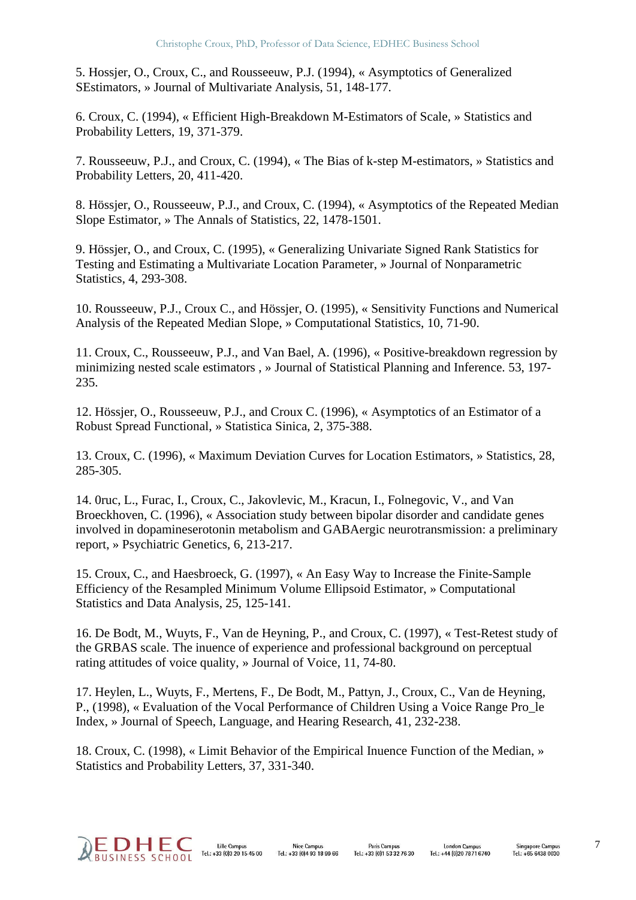5. Hossjer, O., Croux, C., and Rousseeuw, P.J. (1994), « Asymptotics of Generalized SEstimators, » Journal of Multivariate Analysis, 51, 148-177.

6. Croux, C. (1994), « Efficient High-Breakdown M-Estimators of Scale, » Statistics and Probability Letters, 19, 371-379.

7. Rousseeuw, P.J., and Croux, C. (1994), « The Bias of k-step M-estimators, » Statistics and Probability Letters, 20, 411-420.

8. Hössjer, O., Rousseeuw, P.J., and Croux, C. (1994), « Asymptotics of the Repeated Median Slope Estimator, » The Annals of Statistics, 22, 1478-1501.

9. Hössjer, O., and Croux, C. (1995), « Generalizing Univariate Signed Rank Statistics for Testing and Estimating a Multivariate Location Parameter, » Journal of Nonparametric Statistics, 4, 293-308.

10. Rousseeuw, P.J., Croux C., and Hössjer, O. (1995), « Sensitivity Functions and Numerical Analysis of the Repeated Median Slope, » Computational Statistics, 10, 71-90.

11. Croux, C., Rousseeuw, P.J., and Van Bael, A. (1996), « Positive-breakdown regression by minimizing nested scale estimators , » Journal of Statistical Planning and Inference. 53, 197-235.

12. Hössjer, O., Rousseeuw, P.J., and Croux C. (1996), « Asymptotics of an Estimator of a Robust Spread Functional, » Statistica Sinica, 2, 375-388.

13. Croux, C. (1996), « Maximum Deviation Curves for Location Estimators, » Statistics, 28, 285-305.

14. 0ruc, L., Furac, I., Croux, C., Jakovlevic, M., Kracun, I., Folnegovic, V., and Van Broeckhoven, C. (1996), « Association study between bipolar disorder and candidate genes involved in dopamineserotonin metabolism and GABAergic neurotransmission: a preliminary report, » Psychiatric Genetics, 6, 213-217.

15. Croux, C., and Haesbroeck, G. (1997), « An Easy Way to Increase the Finite-Sample Efficiency of the Resampled Minimum Volume Ellipsoid Estimator, » Computational Statistics and Data Analysis, 25, 125-141.

16. De Bodt, M., Wuyts, F., Van de Heyning, P., and Croux, C. (1997), « Test-Retest study of the GRBAS scale. The inuence of experience and professional background on perceptual rating attitudes of voice quality, » Journal of Voice, 11, 74-80.

17. Heylen, L., Wuyts, F., Mertens, F., De Bodt, M., Pattyn, J., Croux, C., Van de Heyning, P., (1998), « Evaluation of the Vocal Performance of Children Using a Voice Range Pro_le Index, » Journal of Speech, Language, and Hearing Research, 41, 232-238.

18. Croux, C. (1998), « Limit Behavior of the Empirical Inuence Function of the Median, » Statistics and Probability Letters, 37, 331-340.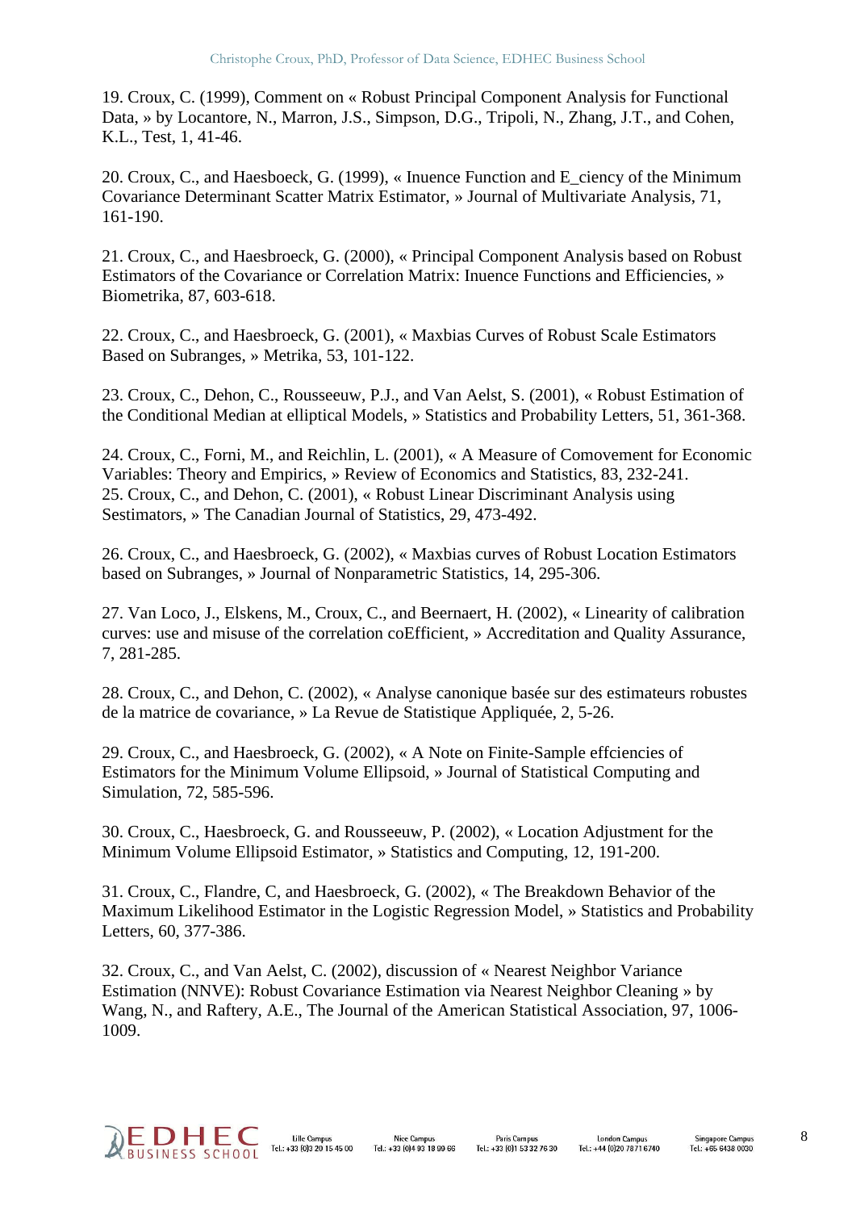19. Croux, C. (1999), Comment on « Robust Principal Component Analysis for Functional Data, » by Locantore, N., Marron, J.S., Simpson, D.G., Tripoli, N., Zhang, J.T., and Cohen, K.L., Test, 1, 41-46.

20. Croux, C., and Haesboeck, G. (1999), « Inuence Function and E_ciency of the Minimum Covariance Determinant Scatter Matrix Estimator, » Journal of Multivariate Analysis, 71, 161-190.

21. Croux, C., and Haesbroeck, G. (2000), « Principal Component Analysis based on Robust Estimators of the Covariance or Correlation Matrix: Inuence Functions and Efficiencies, » Biometrika, 87, 603-618.

22. Croux, C., and Haesbroeck, G. (2001), « Maxbias Curves of Robust Scale Estimators Based on Subranges, » Metrika, 53, 101-122.

23. Croux, C., Dehon, C., Rousseeuw, P.J., and Van Aelst, S. (2001), « Robust Estimation of the Conditional Median at elliptical Models, » Statistics and Probability Letters, 51, 361-368.

24. Croux, C., Forni, M., and Reichlin, L. (2001), « A Measure of Comovement for Economic Variables: Theory and Empirics, » Review of Economics and Statistics, 83, 232-241.
25. Croux, C., and Dehon, C. (2001), « Robust Linear Discriminant Analysis using Sestimators, » The Canadian Journal of Statistics, 29, 473-492.

26. Croux, C., and Haesbroeck, G. (2002), « Maxbias curves of Robust Location Estimators based on Subranges, » Journal of Nonparametric Statistics, 14, 295-306.

27. Van Loco, J., Elskens, M., Croux, C., and Beernaert, H. (2002), « Linearity of calibration curves: use and misuse of the correlation coEfficient, » Accreditation and Quality Assurance, 7, 281-285.

28. Croux, C., and Dehon, C. (2002), « Analyse canonique basée sur des estimateurs robustes de la matrice de covariance, » La Revue de Statistique Appliquée, 2, 5-26.

29. Croux, C., and Haesbroeck, G. (2002), « A Note on Finite-Sample effciencies of Estimators for the Minimum Volume Ellipsoid, » Journal of Statistical Computing and Simulation, 72, 585-596.

30. Croux, C., Haesbroeck, G. and Rousseeuw, P. (2002), « Location Adjustment for the Minimum Volume Ellipsoid Estimator, » Statistics and Computing, 12, 191-200.

31. Croux, C., Flandre, C, and Haesbroeck, G. (2002), « The Breakdown Behavior of the Maximum Likelihood Estimator in the Logistic Regression Model, » Statistics and Probability Letters, 60, 377-386.

32. Croux, C., and Van Aelst, C. (2002), discussion of « Nearest Neighbor Variance Estimation (NNVE): Robust Covariance Estimation via Nearest Neighbor Cleaning » by Wang, N., and Raftery, A.E., The Journal of the American Statistical Association, 97, 1006-1009.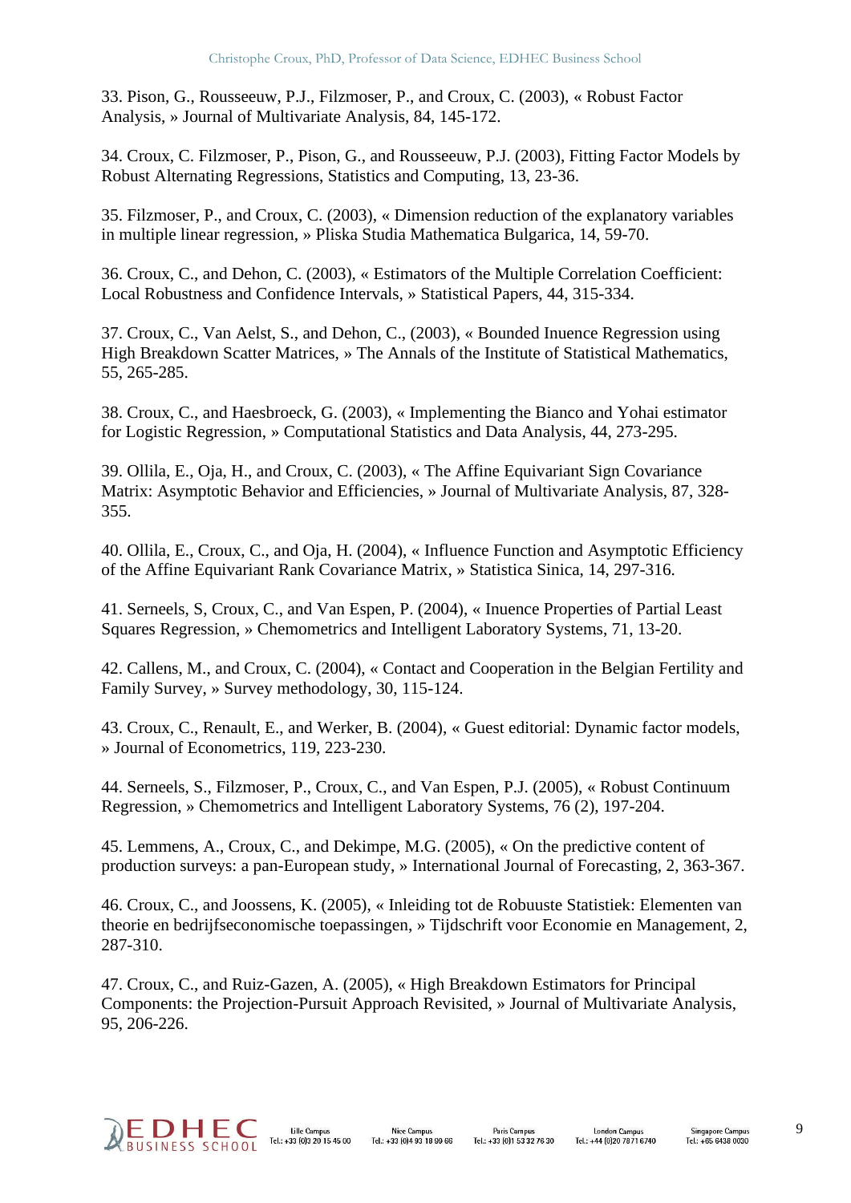33. Pison, G., Rousseeuw, P.J., Filzmoser, P., and Croux, C. (2003), « Robust Factor Analysis, » Journal of Multivariate Analysis, 84, 145-172.

34. Croux, C. Filzmoser, P., Pison, G., and Rousseeuw, P.J. (2003), Fitting Factor Models by Robust Alternating Regressions, Statistics and Computing, 13, 23-36.

35. Filzmoser, P., and Croux, C. (2003), « Dimension reduction of the explanatory variables in multiple linear regression, » Pliska Studia Mathematica Bulgarica, 14, 59-70.

36. Croux, C., and Dehon, C. (2003), « Estimators of the Multiple Correlation Coefficient: Local Robustness and Confidence Intervals, » Statistical Papers, 44, 315-334.

37. Croux, C., Van Aelst, S., and Dehon, C., (2003), « Bounded Inuence Regression using High Breakdown Scatter Matrices, » The Annals of the Institute of Statistical Mathematics, 55, 265-285.

38. Croux, C., and Haesbroeck, G. (2003), « Implementing the Bianco and Yohai estimator for Logistic Regression, » Computational Statistics and Data Analysis, 44, 273-295.

39. Ollila, E., Oja, H., and Croux, C. (2003), « The Affine Equivariant Sign Covariance Matrix: Asymptotic Behavior and Efficiencies, » Journal of Multivariate Analysis, 87, 328-355.

40. Ollila, E., Croux, C., and Oja, H. (2004), « Influence Function and Asymptotic Efficiency of the Affine Equivariant Rank Covariance Matrix, » Statistica Sinica, 14, 297-316.

41. Serneels, S, Croux, C., and Van Espen, P. (2004), « Inuence Properties of Partial Least Squares Regression, » Chemometrics and Intelligent Laboratory Systems, 71, 13-20.

42. Callens, M., and Croux, C. (2004), « Contact and Cooperation in the Belgian Fertility and Family Survey, » Survey methodology, 30, 115-124.

43. Croux, C., Renault, E., and Werker, B. (2004), « Guest editorial: Dynamic factor models, » Journal of Econometrics, 119, 223-230.

44. Serneels, S., Filzmoser, P., Croux, C., and Van Espen, P.J. (2005), « Robust Continuum Regression, » Chemometrics and Intelligent Laboratory Systems, 76 (2), 197-204.

45. Lemmens, A., Croux, C., and Dekimpe, M.G. (2005), « On the predictive content of production surveys: a pan-European study, » International Journal of Forecasting, 2, 363-367.

46. Croux, C., and Joossens, K. (2005), « Inleiding tot de Robuuste Statistiek: Elementen van theorie en bedrijfseconomische toepassingen, » Tijdschrift voor Economie en Management, 2, 287-310.

47. Croux, C., and Ruiz-Gazen, A. (2005), « High Breakdown Estimators for Principal Components: the Projection-Pursuit Approach Revisited, » Journal of Multivariate Analysis, 95, 206-226.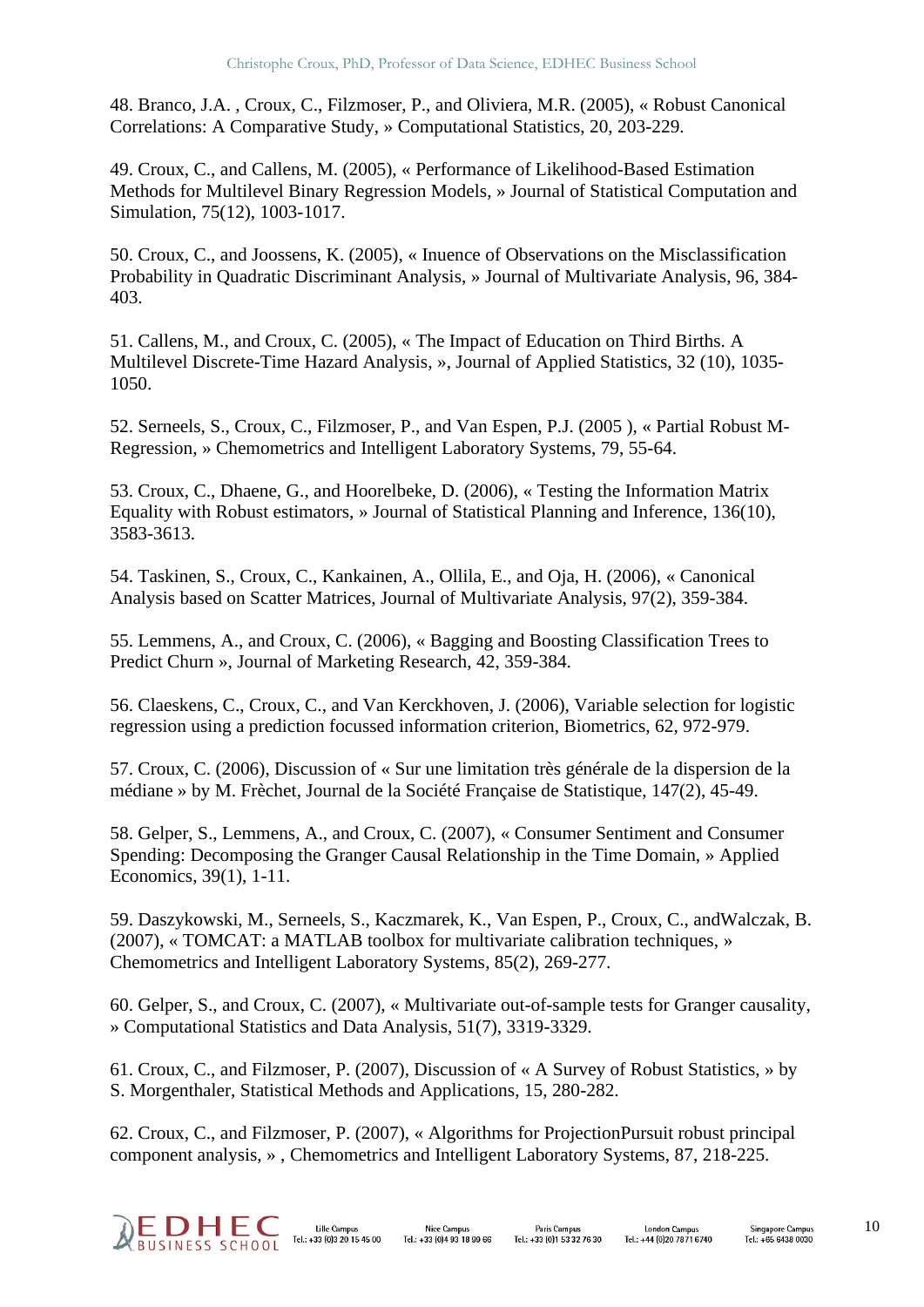48. Branco, J.A. , Croux, C., Filzmoser, P., and Oliviera, M.R. (2005), « Robust Canonical Correlations: A Comparative Study, » Computational Statistics, 20, 203-229.

49. Croux, C., and Callens, M. (2005), « Performance of Likelihood-Based Estimation Methods for Multilevel Binary Regression Models, » Journal of Statistical Computation and Simulation, 75(12), 1003-1017.

50. Croux, C., and Joossens, K. (2005), « Inuence of Observations on the Misclassification Probability in Quadratic Discriminant Analysis, » Journal of Multivariate Analysis, 96, 384-403.

51. Callens, M., and Croux, C. (2005), « The Impact of Education on Third Births. A Multilevel Discrete-Time Hazard Analysis, », Journal of Applied Statistics, 32 (10), 1035-1050.

52. Serneels, S., Croux, C., Filzmoser, P., and Van Espen, P.J. (2005 ), « Partial Robust M-Regression, » Chemometrics and Intelligent Laboratory Systems, 79, 55-64.

53. Croux, C., Dhaene, G., and Hoorelbeke, D. (2006), « Testing the Information Matrix Equality with Robust estimators, » Journal of Statistical Planning and Inference, 136(10), 3583-3613.

54. Taskinen, S., Croux, C., Kankainen, A., Ollila, E., and Oja, H. (2006), « Canonical Analysis based on Scatter Matrices, Journal of Multivariate Analysis, 97(2), 359-384.

55. Lemmens, A., and Croux, C. (2006), « Bagging and Boosting Classification Trees to Predict Churn », Journal of Marketing Research, 42, 359-384.

56. Claeskens, C., Croux, C., and Van Kerckhoven, J. (2006), Variable selection for logistic regression using a prediction focussed information criterion, Biometrics, 62, 972-979.

57. Croux, C. (2006), Discussion of « Sur une limitation très générale de la dispersion de la médiane » by M. Frèchet, Journal de la Société Française de Statistique, 147(2), 45-49.

58. Gelper, S., Lemmens, A., and Croux, C. (2007), « Consumer Sentiment and Consumer Spending: Decomposing the Granger Causal Relationship in the Time Domain, » Applied Economics, 39(1), 1-11.

59. Daszykowski, M., Serneels, S., Kaczmarek, K., Van Espen, P., Croux, C., andWalczak, B. (2007), « TOMCAT: a MATLAB toolbox for multivariate calibration techniques, » Chemometrics and Intelligent Laboratory Systems, 85(2), 269-277.

60. Gelper, S., and Croux, C. (2007), « Multivariate out-of-sample tests for Granger causality, » Computational Statistics and Data Analysis, 51(7), 3319-3329.

61. Croux, C., and Filzmoser, P. (2007), Discussion of « A Survey of Robust Statistics, » by S. Morgenthaler, Statistical Methods and Applications, 15, 280-282.

62. Croux, C., and Filzmoser, P. (2007), « Algorithms for ProjectionPursuit robust principal component analysis, » , Chemometrics and Intelligent Laboratory Systems, 87, 218-225.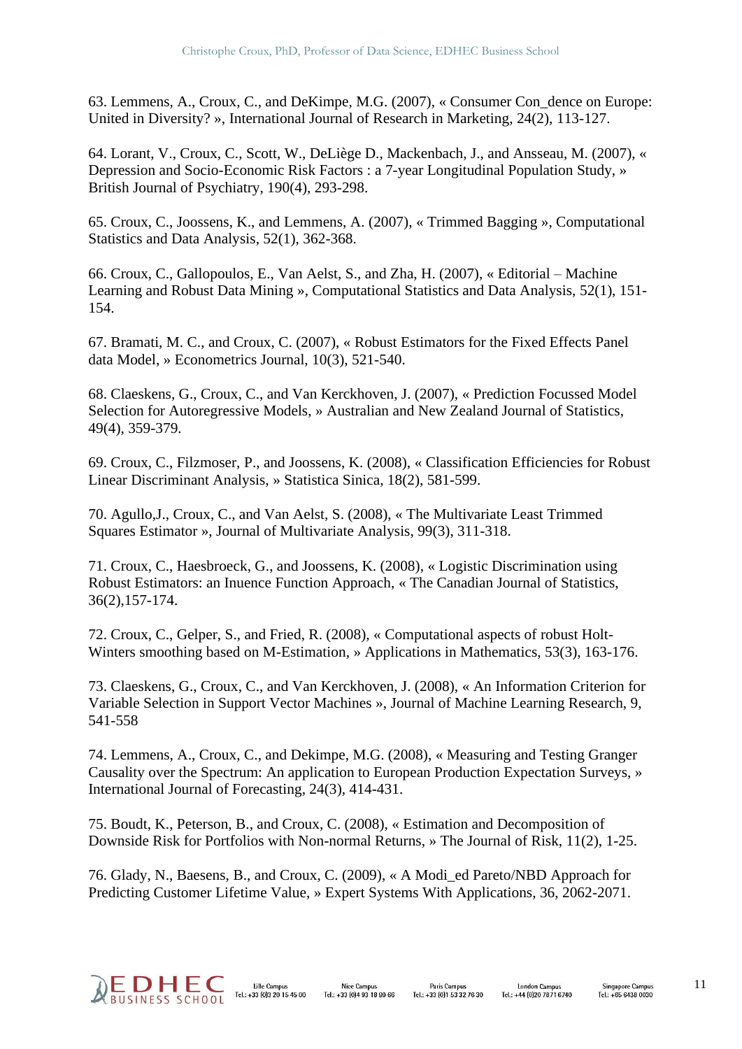63. Lemmens, A., Croux, C., and DeKimpe, M.G. (2007), « Consumer Con_dence on Europe: United in Diversity? », International Journal of Research in Marketing, 24(2), 113-127.

64. Lorant, V., Croux, C., Scott, W., DeLiège D., Mackenbach, J., and Ansseau, M. (2007), « Depression and Socio-Economic Risk Factors : a 7-year Longitudinal Population Study, » British Journal of Psychiatry, 190(4), 293-298.

65. Croux, C., Joossens, K., and Lemmens, A. (2007), « Trimmed Bagging », Computational Statistics and Data Analysis, 52(1), 362-368.

66. Croux, C., Gallopoulos, E., Van Aelst, S., and Zha, H. (2007), « Editorial – Machine Learning and Robust Data Mining », Computational Statistics and Data Analysis, 52(1), 151-154.

67. Bramati, M. C., and Croux, C. (2007), « Robust Estimators for the Fixed Effects Panel data Model, » Econometrics Journal, 10(3), 521-540.

68. Claeskens, G., Croux, C., and Van Kerckhoven, J. (2007), « Prediction Focussed Model Selection for Autoregressive Models, » Australian and New Zealand Journal of Statistics, 49(4), 359-379.

69. Croux, C., Filzmoser, P., and Joossens, K. (2008), « Classification Efficiencies for Robust Linear Discriminant Analysis, » Statistica Sinica, 18(2), 581-599.

70. Agullo,J., Croux, C., and Van Aelst, S. (2008), « The Multivariate Least Trimmed Squares Estimator », Journal of Multivariate Analysis, 99(3), 311-318.

71. Croux, C., Haesbroeck, G., and Joossens, K. (2008), « Logistic Discrimination using Robust Estimators: an Inuence Function Approach, « The Canadian Journal of Statistics, 36(2),157-174.

72. Croux, C., Gelper, S., and Fried, R. (2008), « Computational aspects of robust Holt-Winters smoothing based on M-Estimation, » Applications in Mathematics, 53(3), 163-176.

73. Claeskens, G., Croux, C., and Van Kerckhoven, J. (2008), « An Information Criterion for Variable Selection in Support Vector Machines », Journal of Machine Learning Research, 9, 541-558

74. Lemmens, A., Croux, C., and Dekimpe, M.G. (2008), « Measuring and Testing Granger Causality over the Spectrum: An application to European Production Expectation Surveys, » International Journal of Forecasting, 24(3), 414-431.

75. Boudt, K., Peterson, B., and Croux, C. (2008), « Estimation and Decomposition of Downside Risk for Portfolios with Non-normal Returns, » The Journal of Risk, 11(2), 1-25.

76. Glady, N., Baesens, B., and Croux, C. (2009), « A Modi_ed Pareto/NBD Approach for Predicting Customer Lifetime Value, » Expert Systems With Applications, 36, 2062-2071.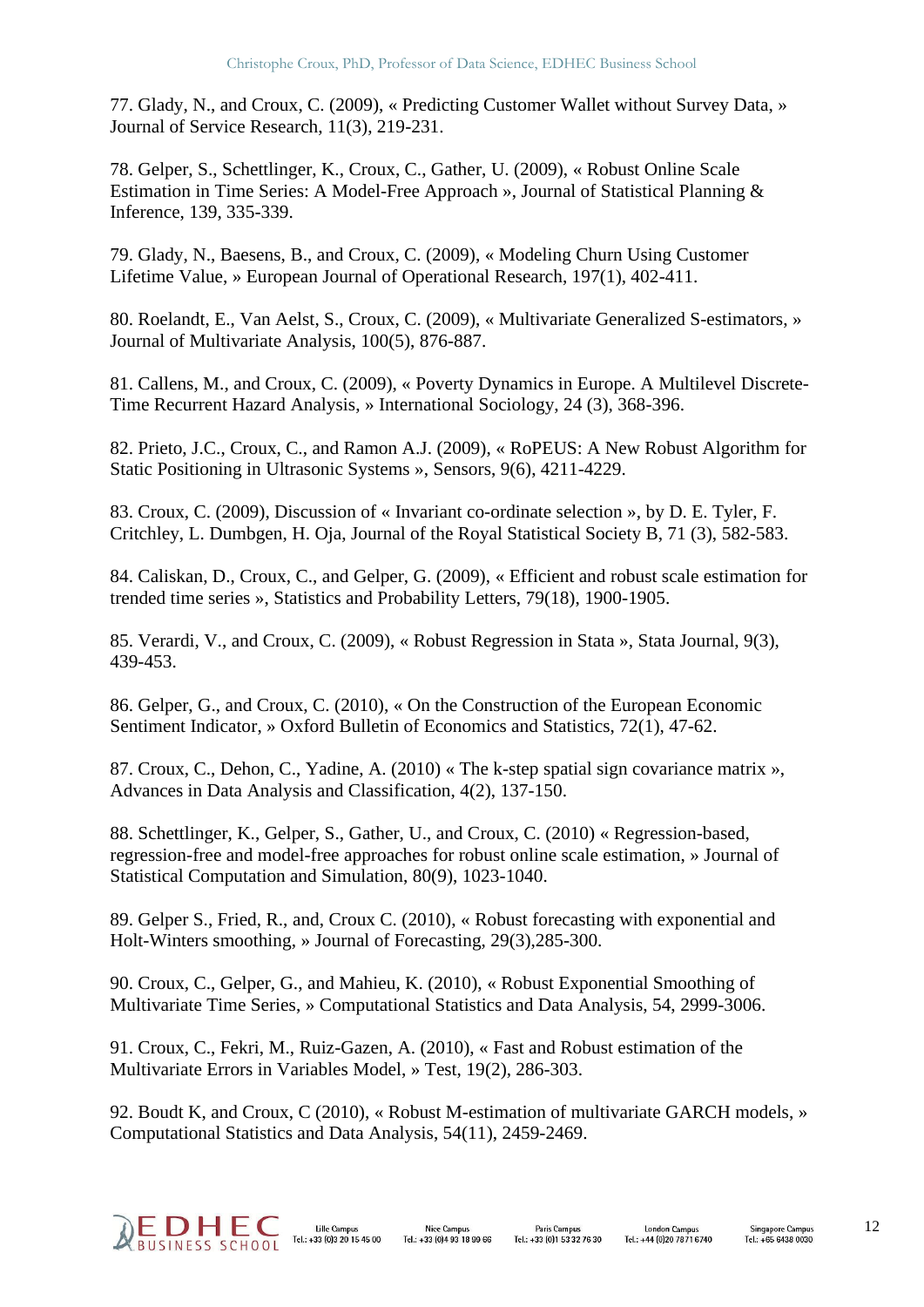77. Glady, N., and Croux, C. (2009), « Predicting Customer Wallet without Survey Data, » Journal of Service Research, 11(3), 219-231.

78. Gelper, S., Schettlinger, K., Croux, C., Gather, U. (2009), « Robust Online Scale Estimation in Time Series: A Model-Free Approach », Journal of Statistical Planning & Inference, 139, 335-339.

79. Glady, N., Baesens, B., and Croux, C. (2009), « Modeling Churn Using Customer Lifetime Value, » European Journal of Operational Research, 197(1), 402-411.

80. Roelandt, E., Van Aelst, S., Croux, C. (2009), « Multivariate Generalized S-estimators, » Journal of Multivariate Analysis, 100(5), 876-887.

81. Callens, M., and Croux, C. (2009), « Poverty Dynamics in Europe. A Multilevel Discrete-Time Recurrent Hazard Analysis, » International Sociology, 24 (3), 368-396.

82. Prieto, J.C., Croux, C., and Ramon A.J. (2009), « RoPEUS: A New Robust Algorithm for Static Positioning in Ultrasonic Systems », Sensors, 9(6), 4211-4229.

83. Croux, C. (2009), Discussion of « Invariant co-ordinate selection », by D. E. Tyler, F. Critchley, L. Dumbgen, H. Oja, Journal of the Royal Statistical Society B, 71 (3), 582-583.

84. Caliskan, D., Croux, C., and Gelper, G. (2009), « Efficient and robust scale estimation for trended time series », Statistics and Probability Letters, 79(18), 1900-1905.

85. Verardi, V., and Croux, C. (2009), « Robust Regression in Stata », Stata Journal, 9(3), 439-453.

86. Gelper, G., and Croux, C. (2010), « On the Construction of the European Economic Sentiment Indicator, » Oxford Bulletin of Economics and Statistics, 72(1), 47-62.

87. Croux, C., Dehon, C., Yadine, A. (2010) « The k-step spatial sign covariance matrix », Advances in Data Analysis and Classification, 4(2), 137-150.

88. Schettlinger, K., Gelper, S., Gather, U., and Croux, C. (2010) « Regression-based, regression-free and model-free approaches for robust online scale estimation, » Journal of Statistical Computation and Simulation, 80(9), 1023-1040.

89. Gelper S., Fried, R., and, Croux C. (2010), « Robust forecasting with exponential and Holt-Winters smoothing, » Journal of Forecasting, 29(3),285-300.

90. Croux, C., Gelper, G., and Mahieu, K. (2010), « Robust Exponential Smoothing of Multivariate Time Series, » Computational Statistics and Data Analysis, 54, 2999-3006.

91. Croux, C., Fekri, M., Ruiz-Gazen, A. (2010), « Fast and Robust estimation of the Multivariate Errors in Variables Model, » Test, 19(2), 286-303.

92. Boudt K, and Croux, C (2010), « Robust M-estimation of multivariate GARCH models, » Computational Statistics and Data Analysis, 54(11), 2459-2469.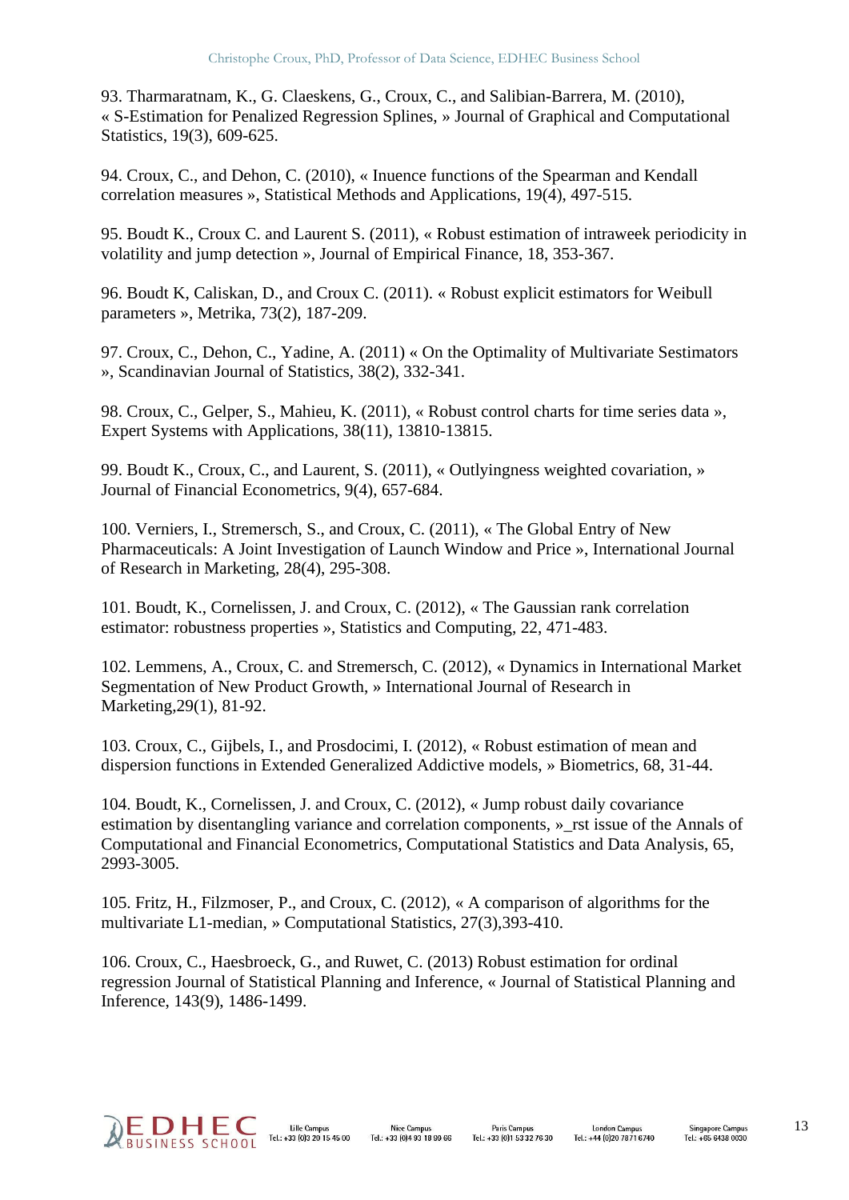93. Tharmaratnam, K., G. Claeskens, G., Croux, C., and Salibian-Barrera, M. (2010), « S-Estimation for Penalized Regression Splines, » Journal of Graphical and Computational Statistics, 19(3), 609-625.

94. Croux, C., and Dehon, C. (2010), « Inuence functions of the Spearman and Kendall correlation measures », Statistical Methods and Applications, 19(4), 497-515.

95. Boudt K., Croux C. and Laurent S. (2011), « Robust estimation of intraweek periodicity in volatility and jump detection », Journal of Empirical Finance, 18, 353-367.

96. Boudt K, Caliskan, D., and Croux C. (2011). « Robust explicit estimators for Weibull parameters », Metrika, 73(2), 187-209.

97. Croux, C., Dehon, C., Yadine, A. (2011) « On the Optimality of Multivariate Sestimators », Scandinavian Journal of Statistics, 38(2), 332-341.

98. Croux, C., Gelper, S., Mahieu, K. (2011), « Robust control charts for time series data », Expert Systems with Applications, 38(11), 13810-13815.

99. Boudt K., Croux, C., and Laurent, S. (2011), « Outlyingness weighted covariation, » Journal of Financial Econometrics, 9(4), 657-684.

100. Verniers, I., Stremersch, S., and Croux, C. (2011), « The Global Entry of New Pharmaceuticals: A Joint Investigation of Launch Window and Price », International Journal of Research in Marketing, 28(4), 295-308.

101. Boudt, K., Cornelissen, J. and Croux, C. (2012), « The Gaussian rank correlation estimator: robustness properties », Statistics and Computing, 22, 471-483.

102. Lemmens, A., Croux, C. and Stremersch, C. (2012), « Dynamics in International Market Segmentation of New Product Growth, » International Journal of Research in Marketing,29(1), 81-92.

103. Croux, C., Gijbels, I., and Prosdocimi, I. (2012), « Robust estimation of mean and dispersion functions in Extended Generalized Addictive models, » Biometrics, 68, 31-44.

104. Boudt, K., Cornelissen, J. and Croux, C. (2012), « Jump robust daily covariance estimation by disentangling variance and correlation components, »_rst issue of the Annals of Computational and Financial Econometrics, Computational Statistics and Data Analysis, 65, 2993-3005.

105. Fritz, H., Filzmoser, P., and Croux, C. (2012), « A comparison of algorithms for the multivariate L1-median, » Computational Statistics, 27(3),393-410.

106. Croux, C., Haesbroeck, G., and Ruwet, C. (2013) Robust estimation for ordinal regression Journal of Statistical Planning and Inference, « Journal of Statistical Planning and Inference, 143(9), 1486-1499.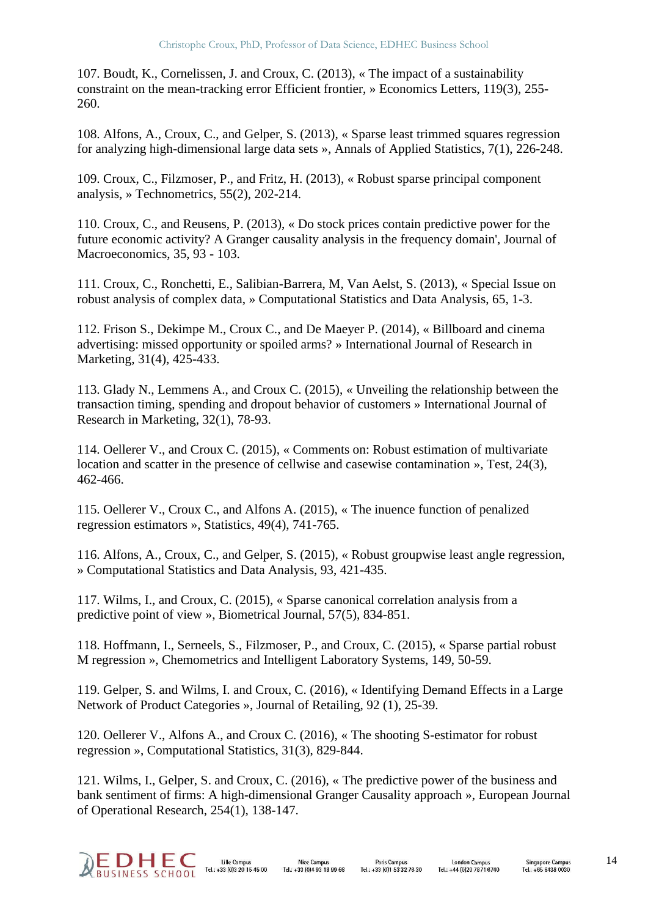107. Boudt, K., Cornelissen, J. and Croux, C. (2013), « The impact of a sustainability constraint on the mean-tracking error Efficient frontier, » Economics Letters, 119(3), 255-260.

108. Alfons, A., Croux, C., and Gelper, S. (2013), « Sparse least trimmed squares regression for analyzing high-dimensional large data sets », Annals of Applied Statistics, 7(1), 226-248.

109. Croux, C., Filzmoser, P., and Fritz, H. (2013), « Robust sparse principal component analysis, » Technometrics, 55(2), 202-214.

110. Croux, C., and Reusens, P. (2013), « Do stock prices contain predictive power for the future economic activity? A Granger causality analysis in the frequency domain', Journal of Macroeconomics, 35, 93 - 103.

111. Croux, C., Ronchetti, E., Salibian-Barrera, M, Van Aelst, S. (2013), « Special Issue on robust analysis of complex data, » Computational Statistics and Data Analysis, 65, 1-3.

112. Frison S., Dekimpe M., Croux C., and De Maeyer P. (2014), « Billboard and cinema advertising: missed opportunity or spoiled arms? » International Journal of Research in Marketing, 31(4), 425-433.

113. Glady N., Lemmens A., and Croux C. (2015), « Unveiling the relationship between the transaction timing, spending and dropout behavior of customers » International Journal of Research in Marketing, 32(1), 78-93.

114. Oellerer V., and Croux C. (2015), « Comments on: Robust estimation of multivariate location and scatter in the presence of cellwise and casewise contamination », Test, 24(3), 462-466.

115. Oellerer V., Croux C., and Alfons A. (2015), « The inuence function of penalized regression estimators », Statistics, 49(4), 741-765.

116. Alfons, A., Croux, C., and Gelper, S. (2015), « Robust groupwise least angle regression, » Computational Statistics and Data Analysis, 93, 421-435.

117. Wilms, I., and Croux, C. (2015), « Sparse canonical correlation analysis from a predictive point of view », Biometrical Journal, 57(5), 834-851.

118. Hoffmann, I., Serneels, S., Filzmoser, P., and Croux, C. (2015), « Sparse partial robust M regression », Chemometrics and Intelligent Laboratory Systems, 149, 50-59.

119. Gelper, S. and Wilms, I. and Croux, C. (2016), « Identifying Demand Effects in a Large Network of Product Categories », Journal of Retailing, 92 (1), 25-39.

120. Oellerer V., Alfons A., and Croux C. (2016), « The shooting S-estimator for robust regression », Computational Statistics, 31(3), 829-844.

121. Wilms, I., Gelper, S. and Croux, C. (2016), « The predictive power of the business and bank sentiment of firms: A high-dimensional Granger Causality approach », European Journal of Operational Research, 254(1), 138-147.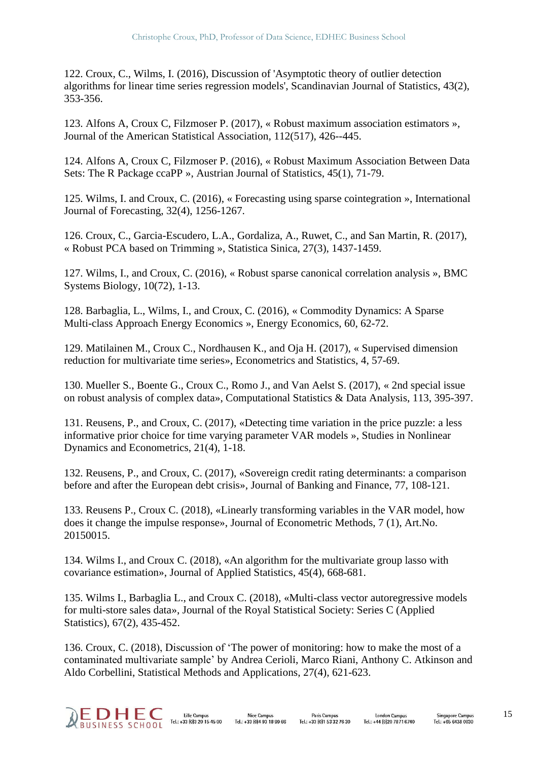122. Croux, C., Wilms, I. (2016), Discussion of 'Asymptotic theory of outlier detection algorithms for linear time series regression models', Scandinavian Journal of Statistics, 43(2), 353-356.

123. Alfons A, Croux C, Filzmoser P. (2017), « Robust maximum association estimators », Journal of the American Statistical Association, 112(517), 426--445.

124. Alfons A, Croux C, Filzmoser P. (2016), « Robust Maximum Association Between Data Sets: The R Package ccaPP », Austrian Journal of Statistics, 45(1), 71-79.

125. Wilms, I. and Croux, C. (2016), « Forecasting using sparse cointegration », International Journal of Forecasting, 32(4), 1256-1267.

126. Croux, C., Garcia-Escudero, L.A., Gordaliza, A., Ruwet, C., and San Martin, R. (2017), « Robust PCA based on Trimming », Statistica Sinica, 27(3), 1437-1459.

127. Wilms, I., and Croux, C. (2016), « Robust sparse canonical correlation analysis », BMC Systems Biology, 10(72), 1-13.

128. Barbaglia, L., Wilms, I., and Croux, C. (2016), « Commodity Dynamics: A Sparse Multi-class Approach Energy Economics », Energy Economics, 60, 62-72.

129. Matilainen M., Croux C., Nordhausen K., and Oja H. (2017), « Supervised dimension reduction for multivariate time series», Econometrics and Statistics, 4, 57-69.

130. Mueller S., Boente G., Croux C., Romo J., and Van Aelst S. (2017), « 2nd special issue on robust analysis of complex data», Computational Statistics & Data Analysis, 113, 395-397.

131. Reusens, P., and Croux, C. (2017), «Detecting time variation in the price puzzle: a less informative prior choice for time varying parameter VAR models », Studies in Nonlinear Dynamics and Econometrics, 21(4), 1-18.

132. Reusens, P., and Croux, C. (2017), «Sovereign credit rating determinants: a comparison before and after the European debt crisis», Journal of Banking and Finance, 77, 108-121.

133. Reusens P., Croux C. (2018), «Linearly transforming variables in the VAR model, how does it change the impulse response», Journal of Econometric Methods, 7 (1), Art.No. 20150015.

134. Wilms I., and Croux C. (2018), «An algorithm for the multivariate group lasso with covariance estimation», Journal of Applied Statistics, 45(4), 668-681.

135. Wilms I., Barbaglia L., and Croux C. (2018), «Multi-class vector autoregressive models for multi-store sales data», Journal of the Royal Statistical Society: Series C (Applied Statistics), 67(2), 435-452.

136. Croux, C. (2018), Discussion of 'The power of monitoring: how to make the most of a contaminated multivariate sample' by Andrea Cerioli, Marco Riani, Anthony C. Atkinson and Aldo Corbellini, Statistical Methods and Applications, 27(4), 621-623.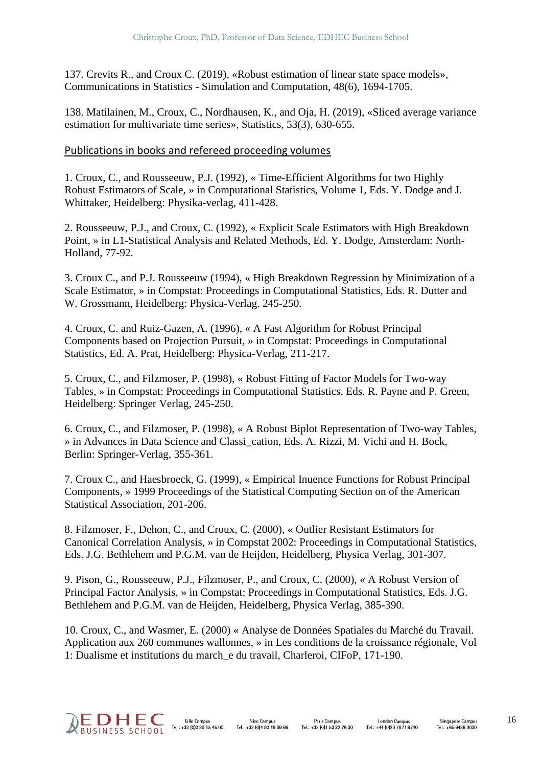137. Crevits R., and Croux C. (2019), «Robust estimation of linear state space models», Communications in Statistics - Simulation and Computation, 48(6), 1694-1705.

138. Matilainen, M., Croux, C., Nordhausen, K., and Oja, H. (2019), «Sliced average variance estimation for multivariate time series», Statistics, 53(3), 630-655.

## Publications in books and refereed proceeding volumes

1. Croux, C., and Rousseeuw, P.J. (1992), « Time-Efficient Algorithms for two Highly Robust Estimators of Scale, » in Computational Statistics, Volume 1, Eds. Y. Dodge and J. Whittaker, Heidelberg: Physika-verlag, 411-428.

2. Rousseeuw, P.J., and Croux, C. (1992), « Explicit Scale Estimators with High Breakdown Point, » in L1-Statistical Analysis and Related Methods, Ed. Y. Dodge, Amsterdam: North-Holland, 77-92.

3. Croux C., and P.J. Rousseeuw (1994), « High Breakdown Regression by Minimization of a Scale Estimator, » in Compstat: Proceedings in Computational Statistics, Eds. R. Dutter and W. Grossmann, Heidelberg: Physica-Verlag. 245-250.

4. Croux, C. and Ruiz-Gazen, A. (1996), « A Fast Algorithm for Robust Principal Components based on Projection Pursuit, » in Compstat: Proceedings in Computational Statistics, Ed. A. Prat, Heidelberg: Physica-Verlag, 211-217.

5. Croux, C., and Filzmoser, P. (1998), « Robust Fitting of Factor Models for Two-way Tables, » in Compstat: Proceedings in Computational Statistics, Eds. R. Payne and P. Green, Heidelberg: Springer Verlag, 245-250.

6. Croux, C., and Filzmoser, P. (1998), « A Robust Biplot Representation of Two-way Tables, » in Advances in Data Science and Classi_cation, Eds. A. Rizzi, M. Vichi and H. Bock, Berlin: Springer-Verlag, 355-361.

7. Croux C., and Haesbroeck, G. (1999), « Empirical Inuence Functions for Robust Principal Components, » 1999 Proceedings of the Statistical Computing Section on of the American Statistical Association, 201-206.

8. Filzmoser, F., Dehon, C., and Croux, C. (2000), « Outlier Resistant Estimators for Canonical Correlation Analysis, » in Compstat 2002: Proceedings in Computational Statistics, Eds. J.G. Bethlehem and P.G.M. van de Heijden, Heidelberg, Physica Verlag, 301-307.

9. Pison, G., Rousseeuw, P.J., Filzmoser, P., and Croux, C. (2000), « A Robust Version of Principal Factor Analysis, » in Compstat: Proceedings in Computational Statistics, Eds. J.G. Bethlehem and P.G.M. van de Heijden, Heidelberg, Physica Verlag, 385-390.

10. Croux, C., and Wasmer, E. (2000) « Analyse de Données Spatiales du Marché du Travail. Application aux 260 communes wallonnes, » in Les conditions de la croissance régionale, Vol 1: Dualisme et institutions du march_e du travail, Charleroi, CIFoP, 171-190.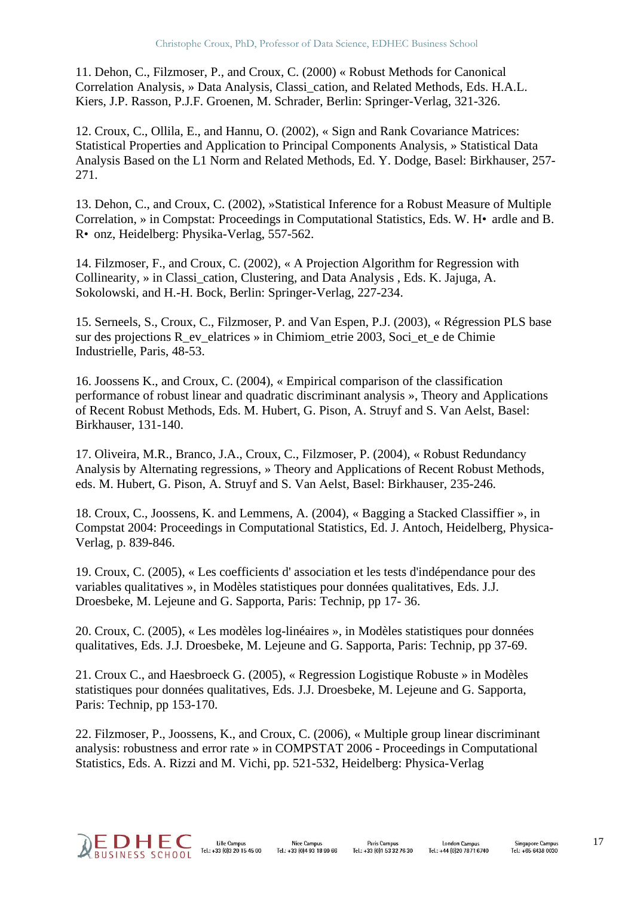11. Dehon, C., Filzmoser, P., and Croux, C. (2000) « Robust Methods for Canonical Correlation Analysis, » Data Analysis, Classi_cation, and Related Methods, Eds. H.A.L. Kiers, J.P. Rasson, P.J.F. Groenen, M. Schrader, Berlin: Springer-Verlag, 321-326.

12. Croux, C., Ollila, E., and Hannu, O. (2002), « Sign and Rank Covariance Matrices: Statistical Properties and Application to Principal Components Analysis, » Statistical Data Analysis Based on the L1 Norm and Related Methods, Ed. Y. Dodge, Basel: Birkhauser, 257-271.

13. Dehon, C., and Croux, C. (2002), »Statistical Inference for a Robust Measure of Multiple Correlation, » in Compstat: Proceedings in Computational Statistics, Eds. W. H• ardle and B. R• onz, Heidelberg: Physika-Verlag, 557-562.

14. Filzmoser, F., and Croux, C. (2002), « A Projection Algorithm for Regression with Collinearity, » in Classi_cation, Clustering, and Data Analysis , Eds. K. Jajuga, A. Sokolowski, and H.-H. Bock, Berlin: Springer-Verlag, 227-234.

15. Serneels, S., Croux, C., Filzmoser, P. and Van Espen, P.J. (2003), « Régression PLS base sur des projections R_ev_elatrices » in Chimiom_etrie 2003, Soci_et_e de Chimie Industrielle, Paris, 48-53.

16. Joossens K., and Croux, C. (2004), « Empirical comparison of the classification performance of robust linear and quadratic discriminant analysis », Theory and Applications of Recent Robust Methods, Eds. M. Hubert, G. Pison, A. Struyf and S. Van Aelst, Basel: Birkhauser, 131-140.

17. Oliveira, M.R., Branco, J.A., Croux, C., Filzmoser, P. (2004), « Robust Redundancy Analysis by Alternating regressions, » Theory and Applications of Recent Robust Methods, eds. M. Hubert, G. Pison, A. Struyf and S. Van Aelst, Basel: Birkhauser, 235-246.

18. Croux, C., Joossens, K. and Lemmens, A. (2004), « Bagging a Stacked Classiffier », in Compstat 2004: Proceedings in Computational Statistics, Ed. J. Antoch, Heidelberg, Physica-Verlag, p. 839-846.

19. Croux, C. (2005), « Les coefficients d' association et les tests d'indépendance pour des variables qualitatives », in Modèles statistiques pour données qualitatives, Eds. J.J. Droesbeke, M. Lejeune and G. Sapporta, Paris: Technip, pp 17- 36.

20. Croux, C. (2005), « Les modèles log-linéaires », in Modèles statistiques pour données qualitatives, Eds. J.J. Droesbeke, M. Lejeune and G. Sapporta, Paris: Technip, pp 37-69.

21. Croux C., and Haesbroeck G. (2005), « Regression Logistique Robuste » in Modèles statistiques pour données qualitatives, Eds. J.J. Droesbeke, M. Lejeune and G. Sapporta, Paris: Technip, pp 153-170.

22. Filzmoser, P., Joossens, K., and Croux, C. (2006), « Multiple group linear discriminant analysis: robustness and error rate » in COMPSTAT 2006 - Proceedings in Computational Statistics, Eds. A. Rizzi and M. Vichi, pp. 521-532, Heidelberg: Physica-Verlag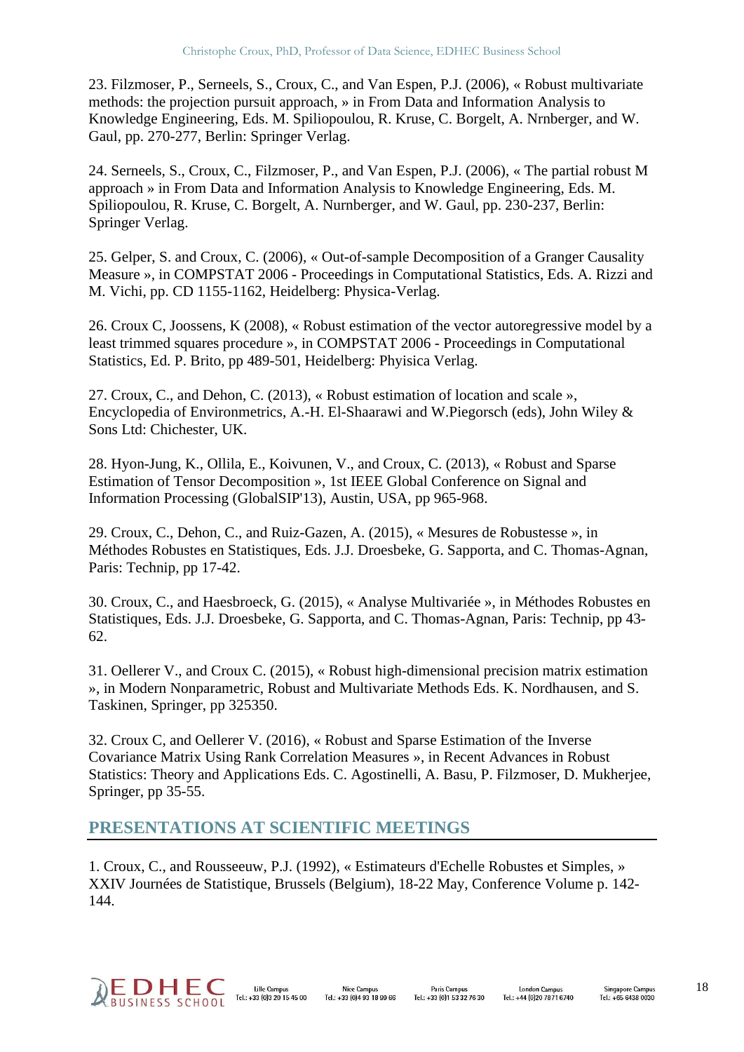23. Filzmoser, P., Serneels, S., Croux, C., and Van Espen, P.J. (2006), « Robust multivariate methods: the projection pursuit approach, » in From Data and Information Analysis to Knowledge Engineering, Eds. M. Spiliopoulou, R. Kruse, C. Borgelt, A. Nrnberger, and W. Gaul, pp. 270-277, Berlin: Springer Verlag.

24. Serneels, S., Croux, C., Filzmoser, P., and Van Espen, P.J. (2006), « The partial robust M approach » in From Data and Information Analysis to Knowledge Engineering, Eds. M. Spiliopoulou, R. Kruse, C. Borgelt, A. Nurnberger, and W. Gaul, pp. 230-237, Berlin: Springer Verlag.

25. Gelper, S. and Croux, C. (2006), « Out-of-sample Decomposition of a Granger Causality Measure », in COMPSTAT 2006 - Proceedings in Computational Statistics, Eds. A. Rizzi and M. Vichi, pp. CD 1155-1162, Heidelberg: Physica-Verlag.

26. Croux C, Joossens, K (2008), « Robust estimation of the vector autoregressive model by a least trimmed squares procedure », in COMPSTAT 2006 - Proceedings in Computational Statistics, Ed. P. Brito, pp 489-501, Heidelberg: Phyisica Verlag.

27. Croux, C., and Dehon, C. (2013), « Robust estimation of location and scale », Encyclopedia of Environmetrics, A.-H. El-Shaarawi and W.Piegorsch (eds), John Wiley & Sons Ltd: Chichester, UK.

28. Hyon-Jung, K., Ollila, E., Koivunen, V., and Croux, C. (2013), « Robust and Sparse Estimation of Tensor Decomposition », 1st IEEE Global Conference on Signal and Information Processing (GlobalSIP'13), Austin, USA, pp 965-968.

29. Croux, C., Dehon, C., and Ruiz-Gazen, A. (2015), « Mesures de Robustesse », in Méthodes Robustes en Statistiques, Eds. J.J. Droesbeke, G. Sapporta, and C. Thomas-Agnan, Paris: Technip, pp 17-42.

30. Croux, C., and Haesbroeck, G. (2015), « Analyse Multivariée », in Méthodes Robustes en Statistiques, Eds. J.J. Droesbeke, G. Sapporta, and C. Thomas-Agnan, Paris: Technip, pp 43-62.

31. Oellerer V., and Croux C. (2015), « Robust high-dimensional precision matrix estimation », in Modern Nonparametric, Robust and Multivariate Methods Eds. K. Nordhausen, and S. Taskinen, Springer, pp 325350.

32. Croux C, and Oellerer V. (2016), « Robust and Sparse Estimation of the Inverse Covariance Matrix Using Rank Correlation Measures », in Recent Advances in Robust Statistics: Theory and Applications Eds. C. Agostinelli, A. Basu, P. Filzmoser, D. Mukherjee, Springer, pp 35-55.

## PRESENTATIONS AT SCIENTIFIC MEETINGS

1. Croux, C., and Rousseeuw, P.J. (1992), « Estimateurs d'Echelle Robustes et Simples, » XXIV Journées de Statistique, Brussels (Belgium), 18-22 May, Conference Volume p. 142-144.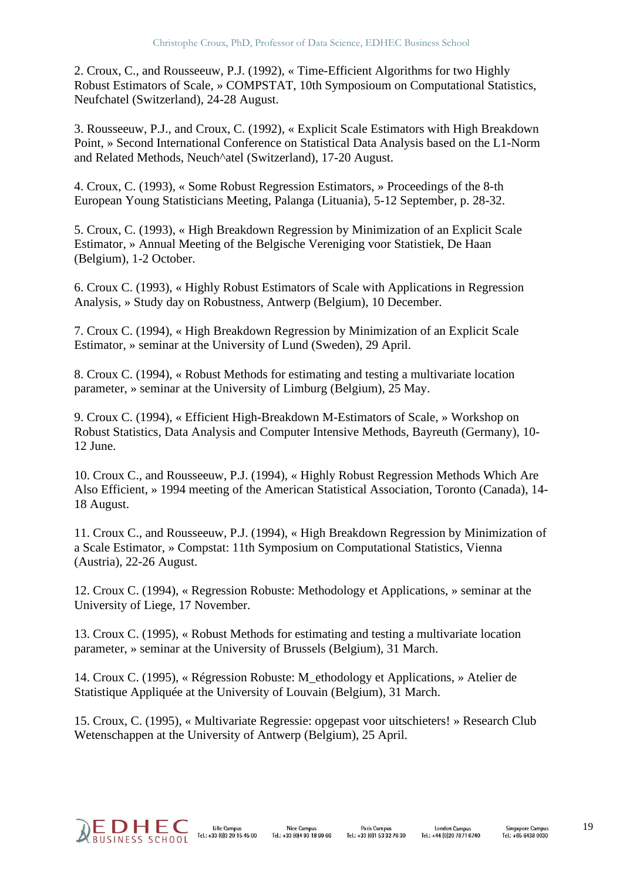2. Croux, C., and Rousseeuw, P.J. (1992), « Time-Efficient Algorithms for two Highly Robust Estimators of Scale, » COMPSTAT, 10th Symposioum on Computational Statistics, Neufchatel (Switzerland), 24-28 August.

3. Rousseeuw, P.J., and Croux, C. (1992), « Explicit Scale Estimators with High Breakdown Point, » Second International Conference on Statistical Data Analysis based on the L1-Norm and Related Methods, Neuch^atel (Switzerland), 17-20 August.

4. Croux, C. (1993), « Some Robust Regression Estimators, » Proceedings of the 8-th European Young Statisticians Meeting, Palanga (Lituania), 5-12 September, p. 28-32.

5. Croux, C. (1993), « High Breakdown Regression by Minimization of an Explicit Scale Estimator, » Annual Meeting of the Belgische Vereniging voor Statistiek, De Haan (Belgium), 1-2 October.

6. Croux C. (1993), « Highly Robust Estimators of Scale with Applications in Regression Analysis, » Study day on Robustness, Antwerp (Belgium), 10 December.

7. Croux C. (1994), « High Breakdown Regression by Minimization of an Explicit Scale Estimator, » seminar at the University of Lund (Sweden), 29 April.

8. Croux C. (1994), « Robust Methods for estimating and testing a multivariate location parameter, » seminar at the University of Limburg (Belgium), 25 May.

9. Croux C. (1994), « Efficient High-Breakdown M-Estimators of Scale, » Workshop on Robust Statistics, Data Analysis and Computer Intensive Methods, Bayreuth (Germany), 10-12 June.

10. Croux C., and Rousseeuw, P.J. (1994), « Highly Robust Regression Methods Which Are Also Efficient, » 1994 meeting of the American Statistical Association, Toronto (Canada), 14-18 August.

11. Croux C., and Rousseeuw, P.J. (1994), « High Breakdown Regression by Minimization of a Scale Estimator, » Compstat: 11th Symposium on Computational Statistics, Vienna (Austria), 22-26 August.

12. Croux C. (1994), « Regression Robuste: Methodology et Applications, » seminar at the University of Liege, 17 November.

13. Croux C. (1995), « Robust Methods for estimating and testing a multivariate location parameter, » seminar at the University of Brussels (Belgium), 31 March.

14. Croux C. (1995), « Régression Robuste: M_ethodology et Applications, » Atelier de Statistique Appliquée at the University of Louvain (Belgium), 31 March.

15. Croux, C. (1995), « Multivariate Regressie: opgepast voor uitschieters! » Research Club Wetenschappen at the University of Antwerp (Belgium), 25 April.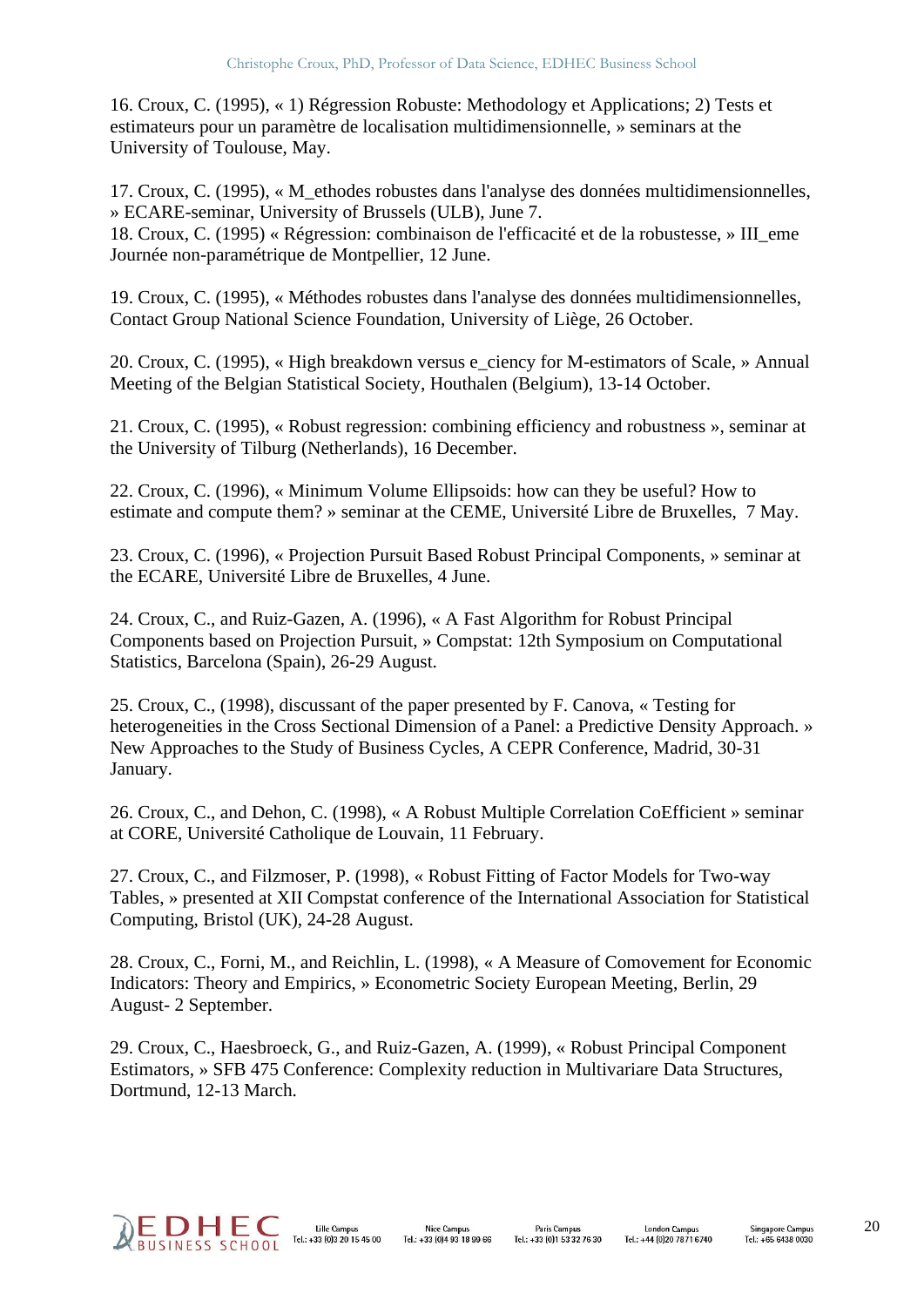16. Croux, C. (1995), « 1) Régression Robuste: Methodology et Applications; 2) Tests et estimateurs pour un paramètre de localisation multidimensionnelle, » seminars at the University of Toulouse, May.

17. Croux, C. (1995), « M_ethodes robustes dans l'analyse des données multidimensionnelles, » ECARE-seminar, University of Brussels (ULB), June 7.
18. Croux, C. (1995) « Régression: combinaison de l'efficacité et de la robustesse, » III_eme Journée non-paramétrique de Montpellier, 12 June.

19. Croux, C. (1995), « Méthodes robustes dans l'analyse des données multidimensionnelles, Contact Group National Science Foundation, University of Liège, 26 October.

20. Croux, C. (1995), « High breakdown versus e_ciency for M-estimators of Scale, » Annual Meeting of the Belgian Statistical Society, Houthalen (Belgium), 13-14 October.

21. Croux, C. (1995), « Robust regression: combining efficiency and robustness », seminar at the University of Tilburg (Netherlands), 16 December.

22. Croux, C. (1996), « Minimum Volume Ellipsoids: how can they be useful? How to estimate and compute them? » seminar at the CEME, Université Libre de Bruxelles, 7 May.

23. Croux, C. (1996), « Projection Pursuit Based Robust Principal Components, » seminar at the ECARE, Université Libre de Bruxelles, 4 June.

24. Croux, C., and Ruiz-Gazen, A. (1996), « A Fast Algorithm for Robust Principal Components based on Projection Pursuit, » Compstat: 12th Symposium on Computational Statistics, Barcelona (Spain), 26-29 August.

25. Croux, C., (1998), discussant of the paper presented by F. Canova, « Testing for heterogeneities in the Cross Sectional Dimension of a Panel: a Predictive Density Approach. » New Approaches to the Study of Business Cycles, A CEPR Conference, Madrid, 30-31 January.

26. Croux, C., and Dehon, C. (1998), « A Robust Multiple Correlation CoEfficient » seminar at CORE, Université Catholique de Louvain, 11 February.

27. Croux, C., and Filzmoser, P. (1998), « Robust Fitting of Factor Models for Two-way Tables, » presented at XII Compstat conference of the International Association for Statistical Computing, Bristol (UK), 24-28 August.

28. Croux, C., Forni, M., and Reichlin, L. (1998), « A Measure of Comovement for Economic Indicators: Theory and Empirics, » Econometric Society European Meeting, Berlin, 29 August- 2 September.

29. Croux, C., Haesbroeck, G., and Ruiz-Gazen, A. (1999), « Robust Principal Component Estimators, » SFB 475 Conference: Complexity reduction in Multivariare Data Structures, Dortmund, 12-13 March.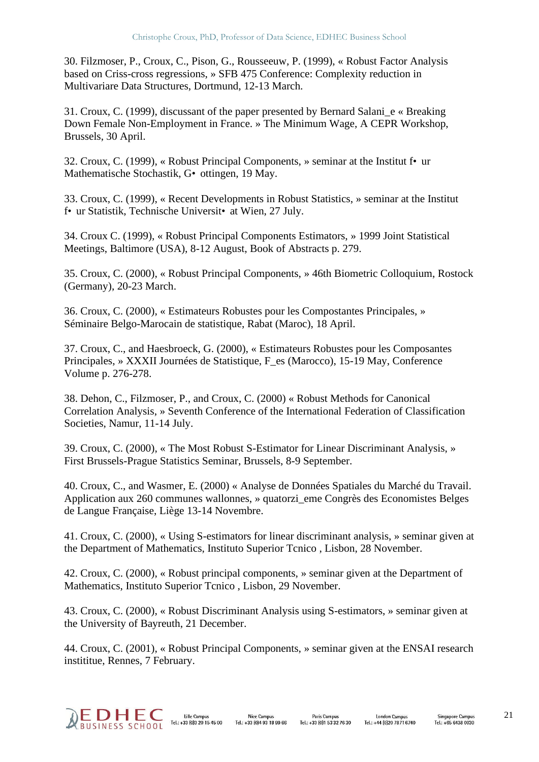30. Filzmoser, P., Croux, C., Pison, G., Rousseeuw, P. (1999), « Robust Factor Analysis based on Criss-cross regressions, » SFB 475 Conference: Complexity reduction in Multivariare Data Structures, Dortmund, 12-13 March.

31. Croux, C. (1999), discussant of the paper presented by Bernard Salani_e « Breaking Down Female Non-Employment in France. » The Minimum Wage, A CEPR Workshop, Brussels, 30 April.

32. Croux, C. (1999), « Robust Principal Components, » seminar at the Institut f• ur Mathematische Stochastik, G• ottingen, 19 May.

33. Croux, C. (1999), « Recent Developments in Robust Statistics, » seminar at the Institut f• ur Statistik, Technische Universit• at Wien, 27 July.

34. Croux C. (1999), « Robust Principal Components Estimators, » 1999 Joint Statistical Meetings, Baltimore (USA), 8-12 August, Book of Abstracts p. 279.

35. Croux, C. (2000), « Robust Principal Components, » 46th Biometric Colloquium, Rostock (Germany), 20-23 March.

36. Croux, C. (2000), « Estimateurs Robustes pour les Compostantes Principales, » Séminaire Belgo-Marocain de statistique, Rabat (Maroc), 18 April.

37. Croux, C., and Haesbroeck, G. (2000), « Estimateurs Robustes pour les Composantes Principales, » XXXII Journées de Statistique, F_es (Marocco), 15-19 May, Conference Volume p. 276-278.

38. Dehon, C., Filzmoser, P., and Croux, C. (2000) « Robust Methods for Canonical Correlation Analysis, » Seventh Conference of the International Federation of Classification Societies, Namur, 11-14 July.

39. Croux, C. (2000), « The Most Robust S-Estimator for Linear Discriminant Analysis, » First Brussels-Prague Statistics Seminar, Brussels, 8-9 September.

40. Croux, C., and Wasmer, E. (2000) « Analyse de Données Spatiales du Marché du Travail. Application aux 260 communes wallonnes, » quatorzi_eme Congrès des Economistes Belges de Langue Française, Liège 13-14 Novembre.

41. Croux, C. (2000), « Using S-estimators for linear discriminant analysis, » seminar given at the Department of Mathematics, Instituto Superior Tcnico , Lisbon, 28 November.

42. Croux, C. (2000), « Robust principal components, » seminar given at the Department of Mathematics, Instituto Superior Tcnico , Lisbon, 29 November.

43. Croux, C. (2000), « Robust Discriminant Analysis using S-estimators, » seminar given at the University of Bayreuth, 21 December.

44. Croux, C. (2001), « Robust Principal Components, » seminar given at the ENSAI research instititue, Rennes, 7 February.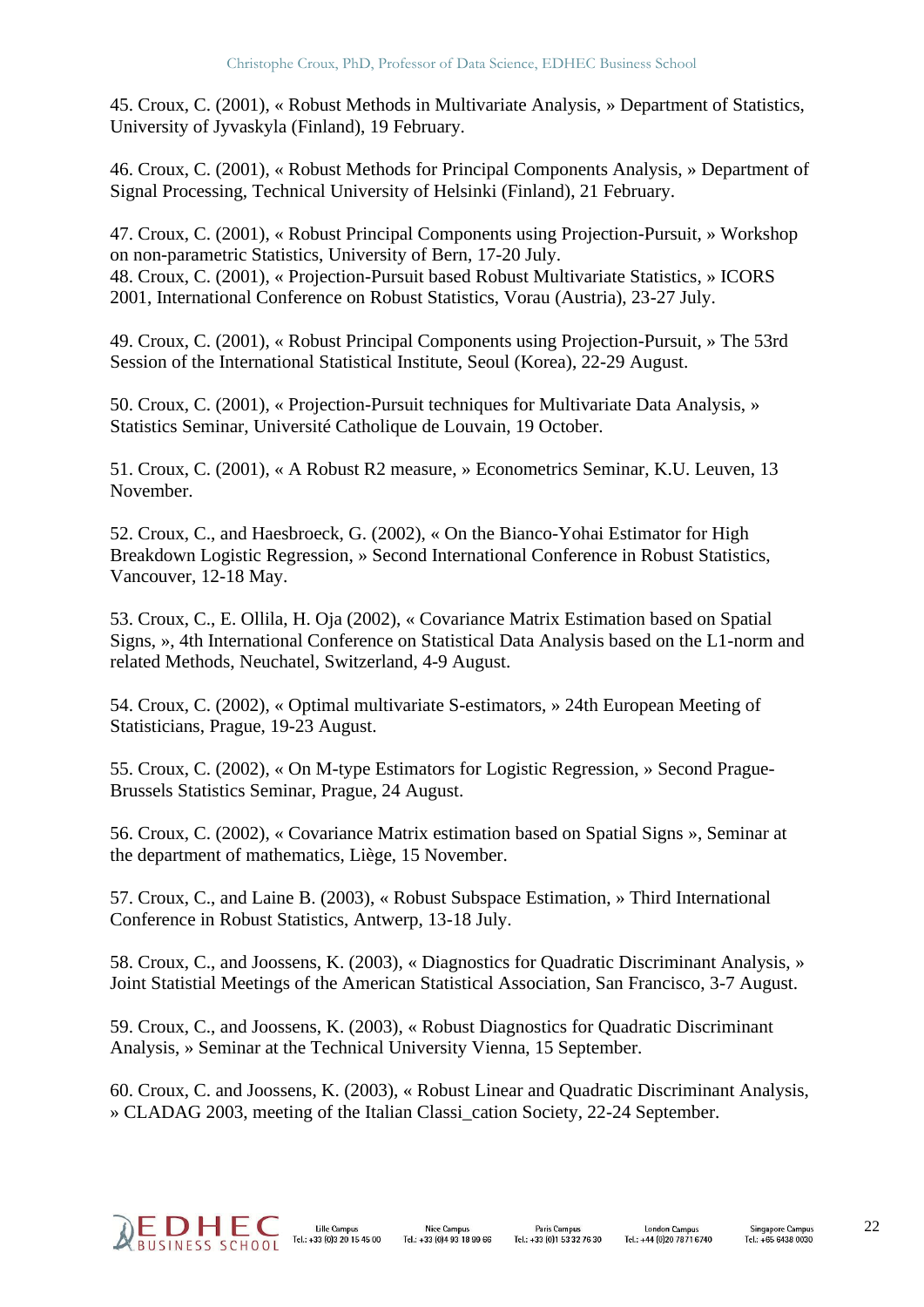45. Croux, C. (2001), « Robust Methods in Multivariate Analysis, » Department of Statistics, University of Jyvaskyla (Finland), 19 February.

46. Croux, C. (2001), « Robust Methods for Principal Components Analysis, » Department of Signal Processing, Technical University of Helsinki (Finland), 21 February.

47. Croux, C. (2001), « Robust Principal Components using Projection-Pursuit, » Workshop on non-parametric Statistics, University of Bern, 17-20 July.
48. Croux, C. (2001), « Projection-Pursuit based Robust Multivariate Statistics, » ICORS 2001, International Conference on Robust Statistics, Vorau (Austria), 23-27 July.

49. Croux, C. (2001), « Robust Principal Components using Projection-Pursuit, » The 53rd Session of the International Statistical Institute, Seoul (Korea), 22-29 August.

50. Croux, C. (2001), « Projection-Pursuit techniques for Multivariate Data Analysis, » Statistics Seminar, Université Catholique de Louvain, 19 October.

51. Croux, C. (2001), « A Robust R2 measure, » Econometrics Seminar, K.U. Leuven, 13 November.

52. Croux, C., and Haesbroeck, G. (2002), « On the Bianco-Yohai Estimator for High Breakdown Logistic Regression, » Second International Conference in Robust Statistics, Vancouver, 12-18 May.

53. Croux, C., E. Ollila, H. Oja (2002), « Covariance Matrix Estimation based on Spatial Signs, », 4th International Conference on Statistical Data Analysis based on the L1-norm and related Methods, Neuchatel, Switzerland, 4-9 August.

54. Croux, C. (2002), « Optimal multivariate S-estimators, » 24th European Meeting of Statisticians, Prague, 19-23 August.

55. Croux, C. (2002), « On M-type Estimators for Logistic Regression, » Second Prague-Brussels Statistics Seminar, Prague, 24 August.

56. Croux, C. (2002), « Covariance Matrix estimation based on Spatial Signs », Seminar at the department of mathematics, Liège, 15 November.

57. Croux, C., and Laine B. (2003), « Robust Subspace Estimation, » Third International Conference in Robust Statistics, Antwerp, 13-18 July.

58. Croux, C., and Joossens, K. (2003), « Diagnostics for Quadratic Discriminant Analysis, » Joint Statistial Meetings of the American Statistical Association, San Francisco, 3-7 August.

59. Croux, C., and Joossens, K. (2003), « Robust Diagnostics for Quadratic Discriminant Analysis, » Seminar at the Technical University Vienna, 15 September.

60. Croux, C. and Joossens, K. (2003), « Robust Linear and Quadratic Discriminant Analysis, » CLADAG 2003, meeting of the Italian Classi_cation Society, 22-24 September.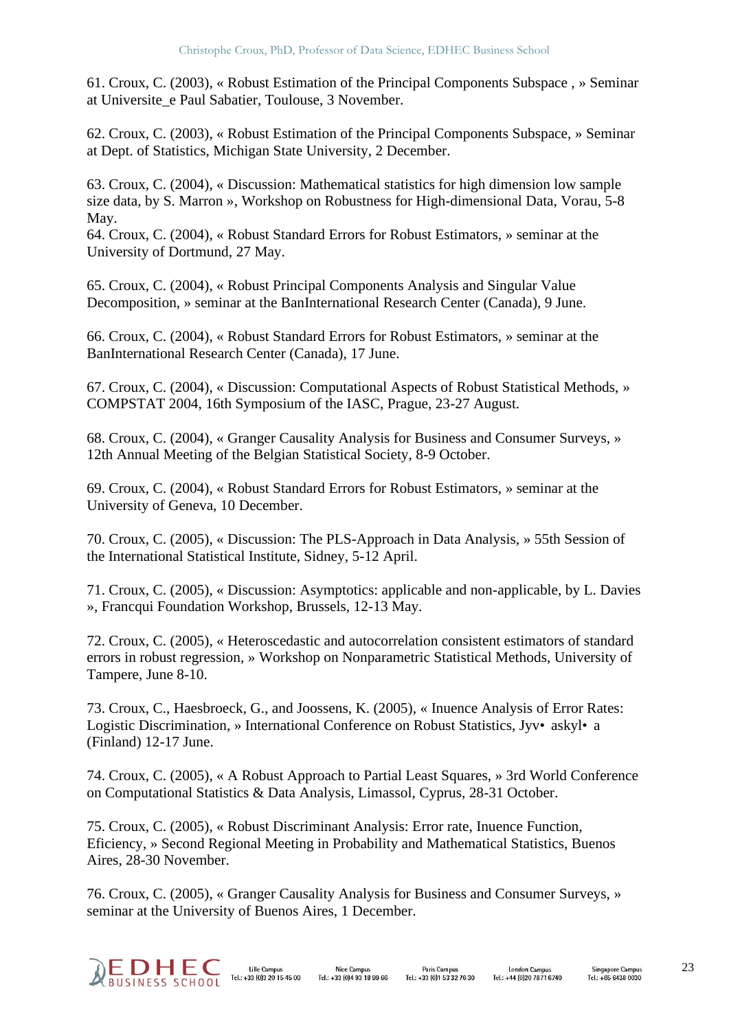61. Croux, C. (2003), « Robust Estimation of the Principal Components Subspace , » Seminar at Universite_e Paul Sabatier, Toulouse, 3 November.

62. Croux, C. (2003), « Robust Estimation of the Principal Components Subspace, » Seminar at Dept. of Statistics, Michigan State University, 2 December.

63. Croux, C. (2004), « Discussion: Mathematical statistics for high dimension low sample size data, by S. Marron », Workshop on Robustness for High-dimensional Data, Vorau, 5-8 May.
64. Croux, C. (2004), « Robust Standard Errors for Robust Estimators, » seminar at the University of Dortmund, 27 May.

65. Croux, C. (2004), « Robust Principal Components Analysis and Singular Value Decomposition, » seminar at the BanInternational Research Center (Canada), 9 June.

66. Croux, C. (2004), « Robust Standard Errors for Robust Estimators, » seminar at the BanInternational Research Center (Canada), 17 June.

67. Croux, C. (2004), « Discussion: Computational Aspects of Robust Statistical Methods, » COMPSTAT 2004, 16th Symposium of the IASC, Prague, 23-27 August.

68. Croux, C. (2004), « Granger Causality Analysis for Business and Consumer Surveys, » 12th Annual Meeting of the Belgian Statistical Society, 8-9 October.

69. Croux, C. (2004), « Robust Standard Errors for Robust Estimators, » seminar at the University of Geneva, 10 December.

70. Croux, C. (2005), « Discussion: The PLS-Approach in Data Analysis, » 55th Session of the International Statistical Institute, Sidney, 5-12 April.

71. Croux, C. (2005), « Discussion: Asymptotics: applicable and non-applicable, by L. Davies », Francqui Foundation Workshop, Brussels, 12-13 May.

72. Croux, C. (2005), « Heteroscedastic and autocorrelation consistent estimators of standard errors in robust regression, » Workshop on Nonparametric Statistical Methods, University of Tampere, June 8-10.

73. Croux, C., Haesbroeck, G., and Joossens, K. (2005), « Inuence Analysis of Error Rates: Logistic Discrimination, » International Conference on Robust Statistics, Jyv• askyl• a (Finland) 12-17 June.

74. Croux, C. (2005), « A Robust Approach to Partial Least Squares, » 3rd World Conference on Computational Statistics & Data Analysis, Limassol, Cyprus, 28-31 October.

75. Croux, C. (2005), « Robust Discriminant Analysis: Error rate, Inuence Function, Eficiency, » Second Regional Meeting in Probability and Mathematical Statistics, Buenos Aires, 28-30 November.

76. Croux, C. (2005), « Granger Causality Analysis for Business and Consumer Surveys, » seminar at the University of Buenos Aires, 1 December.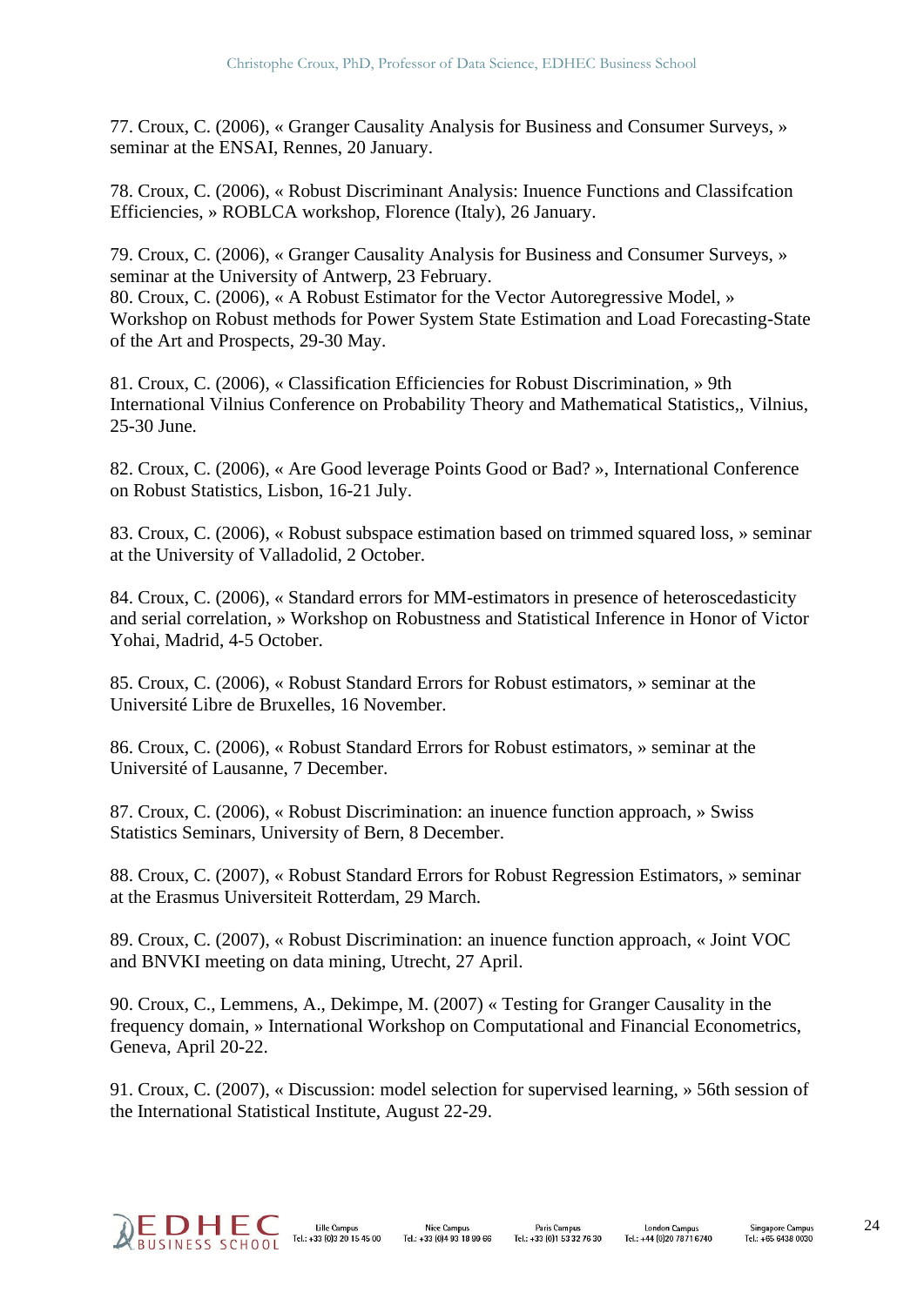77. Croux, C. (2006), « Granger Causality Analysis for Business and Consumer Surveys, » seminar at the ENSAI, Rennes, 20 January.

78. Croux, C. (2006), « Robust Discriminant Analysis: Inuence Functions and Classifcation Efficiencies, » ROBLCA workshop, Florence (Italy), 26 January.

79. Croux, C. (2006), « Granger Causality Analysis for Business and Consumer Surveys, » seminar at the University of Antwerp, 23 February.
80. Croux, C. (2006), « A Robust Estimator for the Vector Autoregressive Model, » Workshop on Robust methods for Power System State Estimation and Load Forecasting-State of the Art and Prospects, 29-30 May.

81. Croux, C. (2006), « Classification Efficiencies for Robust Discrimination, » 9th International Vilnius Conference on Probability Theory and Mathematical Statistics,, Vilnius, 25-30 June.

82. Croux, C. (2006), « Are Good leverage Points Good or Bad? », International Conference on Robust Statistics, Lisbon, 16-21 July.

83. Croux, C. (2006), « Robust subspace estimation based on trimmed squared loss, » seminar at the University of Valladolid, 2 October.

84. Croux, C. (2006), « Standard errors for MM-estimators in presence of heteroscedasticity and serial correlation, » Workshop on Robustness and Statistical Inference in Honor of Victor Yohai, Madrid, 4-5 October.

85. Croux, C. (2006), « Robust Standard Errors for Robust estimators, » seminar at the Université Libre de Bruxelles, 16 November.

86. Croux, C. (2006), « Robust Standard Errors for Robust estimators, » seminar at the Université of Lausanne, 7 December.

87. Croux, C. (2006), « Robust Discrimination: an inuence function approach, » Swiss Statistics Seminars, University of Bern, 8 December.

88. Croux, C. (2007), « Robust Standard Errors for Robust Regression Estimators, » seminar at the Erasmus Universiteit Rotterdam, 29 March.

89. Croux, C. (2007), « Robust Discrimination: an inuence function approach, « Joint VOC and BNVKI meeting on data mining, Utrecht, 27 April.

90. Croux, C., Lemmens, A., Dekimpe, M. (2007) « Testing for Granger Causality in the frequency domain, » International Workshop on Computational and Financial Econometrics, Geneva, April 20-22.

91. Croux, C. (2007), « Discussion: model selection for supervised learning, » 56th session of the International Statistical Institute, August 22-29.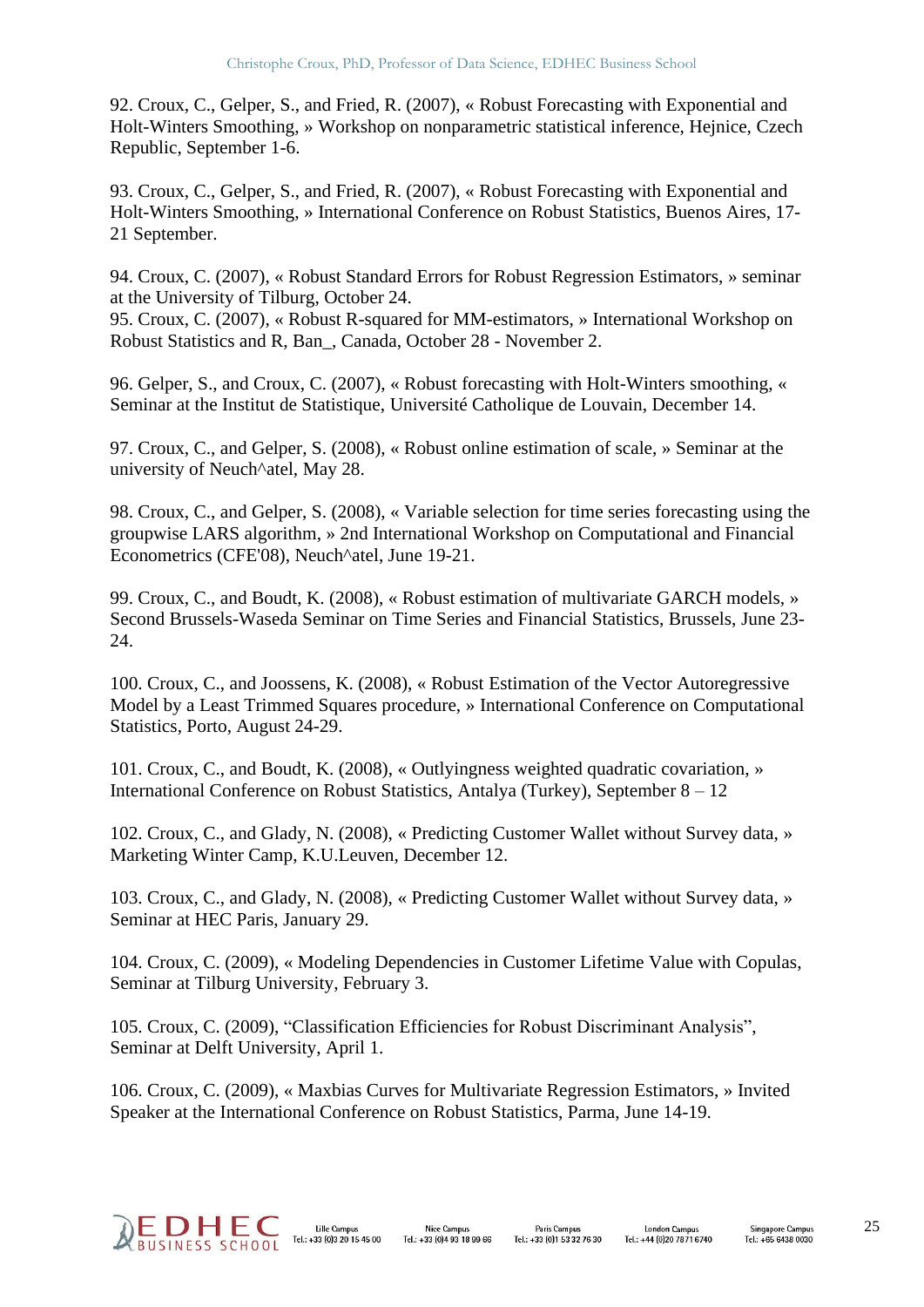92. Croux, C., Gelper, S., and Fried, R. (2007), « Robust Forecasting with Exponential and Holt-Winters Smoothing, » Workshop on nonparametric statistical inference, Hejnice, Czech Republic, September 1-6.

93. Croux, C., Gelper, S., and Fried, R. (2007), « Robust Forecasting with Exponential and Holt-Winters Smoothing, » International Conference on Robust Statistics, Buenos Aires, 17-21 September.

94. Croux, C. (2007), « Robust Standard Errors for Robust Regression Estimators, » seminar at the University of Tilburg, October 24.
95. Croux, C. (2007), « Robust R-squared for MM-estimators, » International Workshop on Robust Statistics and R, Ban_, Canada, October 28 - November 2.

96. Gelper, S., and Croux, C. (2007), « Robust forecasting with Holt-Winters smoothing, « Seminar at the Institut de Statistique, Université Catholique de Louvain, December 14.

97. Croux, C., and Gelper, S. (2008), « Robust online estimation of scale, » Seminar at the university of Neuch^atel, May 28.

98. Croux, C., and Gelper, S. (2008), « Variable selection for time series forecasting using the groupwise LARS algorithm, » 2nd International Workshop on Computational and Financial Econometrics (CFE'08), Neuch^atel, June 19-21.

99. Croux, C., and Boudt, K. (2008), « Robust estimation of multivariate GARCH models, » Second Brussels-Waseda Seminar on Time Series and Financial Statistics, Brussels, June 23-24.

100. Croux, C., and Joossens, K. (2008), « Robust Estimation of the Vector Autoregressive Model by a Least Trimmed Squares procedure, » International Conference on Computational Statistics, Porto, August 24-29.

101. Croux, C., and Boudt, K. (2008), « Outlyingness weighted quadratic covariation, » International Conference on Robust Statistics, Antalya (Turkey), September 8 – 12

102. Croux, C., and Glady, N. (2008), « Predicting Customer Wallet without Survey data, » Marketing Winter Camp, K.U.Leuven, December 12.

103. Croux, C., and Glady, N. (2008), « Predicting Customer Wallet without Survey data, » Seminar at HEC Paris, January 29.

104. Croux, C. (2009), « Modeling Dependencies in Customer Lifetime Value with Copulas, Seminar at Tilburg University, February 3.

105. Croux, C. (2009), "Classification Efficiencies for Robust Discriminant Analysis", Seminar at Delft University, April 1.

106. Croux, C. (2009), « Maxbias Curves for Multivariate Regression Estimators, » Invited Speaker at the International Conference on Robust Statistics, Parma, June 14-19.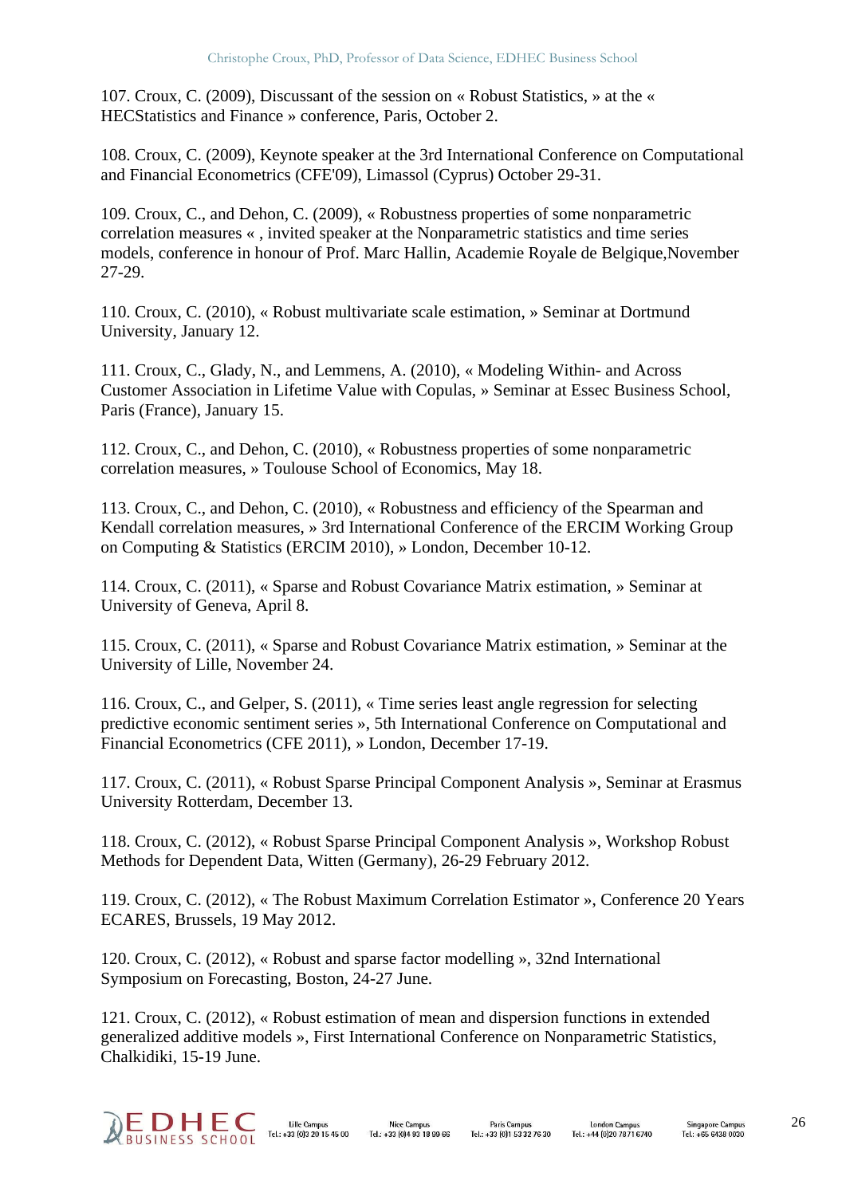107. Croux, C. (2009), Discussant of the session on « Robust Statistics, » at the « HECStatistics and Finance » conference, Paris, October 2.

108. Croux, C. (2009), Keynote speaker at the 3rd International Conference on Computational and Financial Econometrics (CFE'09), Limassol (Cyprus) October 29-31.

109. Croux, C., and Dehon, C. (2009), « Robustness properties of some nonparametric correlation measures « , invited speaker at the Nonparametric statistics and time series models, conference in honour of Prof. Marc Hallin, Academie Royale de Belgique,November 27-29.

110. Croux, C. (2010), « Robust multivariate scale estimation, » Seminar at Dortmund University, January 12.

111. Croux, C., Glady, N., and Lemmens, A. (2010), « Modeling Within- and Across Customer Association in Lifetime Value with Copulas, » Seminar at Essec Business School, Paris (France), January 15.

112. Croux, C., and Dehon, C. (2010), « Robustness properties of some nonparametric correlation measures, » Toulouse School of Economics, May 18.

113. Croux, C., and Dehon, C. (2010), « Robustness and efficiency of the Spearman and Kendall correlation measures, » 3rd International Conference of the ERCIM Working Group on Computing & Statistics (ERCIM 2010), » London, December 10-12.

114. Croux, C. (2011), « Sparse and Robust Covariance Matrix estimation, » Seminar at University of Geneva, April 8.

115. Croux, C. (2011), « Sparse and Robust Covariance Matrix estimation, » Seminar at the University of Lille, November 24.

116. Croux, C., and Gelper, S. (2011), « Time series least angle regression for selecting predictive economic sentiment series », 5th International Conference on Computational and Financial Econometrics (CFE 2011), » London, December 17-19.

117. Croux, C. (2011), « Robust Sparse Principal Component Analysis », Seminar at Erasmus University Rotterdam, December 13.

118. Croux, C. (2012), « Robust Sparse Principal Component Analysis », Workshop Robust Methods for Dependent Data, Witten (Germany), 26-29 February 2012.

119. Croux, C. (2012), « The Robust Maximum Correlation Estimator », Conference 20 Years ECARES, Brussels, 19 May 2012.

120. Croux, C. (2012), « Robust and sparse factor modelling », 32nd International Symposium on Forecasting, Boston, 24-27 June.

121. Croux, C. (2012), « Robust estimation of mean and dispersion functions in extended generalized additive models », First International Conference on Nonparametric Statistics, Chalkidiki, 15-19 June.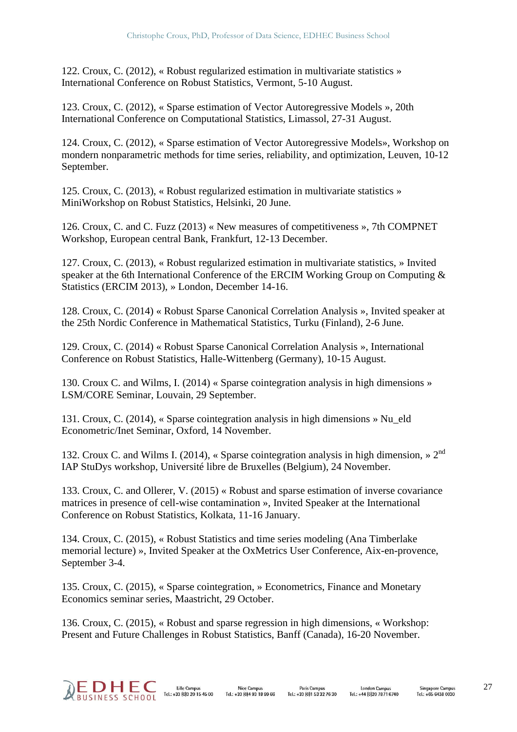122. Croux, C. (2012), « Robust regularized estimation in multivariate statistics » International Conference on Robust Statistics, Vermont, 5-10 August.

123. Croux, C. (2012), « Sparse estimation of Vector Autoregressive Models », 20th International Conference on Computational Statistics, Limassol, 27-31 August.

124. Croux, C. (2012), « Sparse estimation of Vector Autoregressive Models», Workshop on mondern nonparametric methods for time series, reliability, and optimization, Leuven, 10-12 September.

125. Croux, C. (2013), « Robust regularized estimation in multivariate statistics » MiniWorkshop on Robust Statistics, Helsinki, 20 June.

126. Croux, C. and C. Fuzz (2013) « New measures of competitiveness », 7th COMPNET Workshop, European central Bank, Frankfurt, 12-13 December.

127. Croux, C. (2013), « Robust regularized estimation in multivariate statistics, » Invited speaker at the 6th International Conference of the ERCIM Working Group on Computing & Statistics (ERCIM 2013), » London, December 14-16.

128. Croux, C. (2014) « Robust Sparse Canonical Correlation Analysis », Invited speaker at the 25th Nordic Conference in Mathematical Statistics, Turku (Finland), 2-6 June.

129. Croux, C. (2014) « Robust Sparse Canonical Correlation Analysis », International Conference on Robust Statistics, Halle-Wittenberg (Germany), 10-15 August.

130. Croux C. and Wilms, I. (2014) « Sparse cointegration analysis in high dimensions » LSM/CORE Seminar, Louvain, 29 September.

131. Croux, C. (2014), « Sparse cointegration analysis in high dimensions » Nu_eld Econometric/Inet Seminar, Oxford, 14 November.

132. Croux C. and Wilms I. (2014), « Sparse cointegration analysis in high dimension, » 2nd IAP StuDys workshop, Université libre de Bruxelles (Belgium), 24 November.

133. Croux, C. and Ollerer, V. (2015) « Robust and sparse estimation of inverse covariance matrices in presence of cell-wise contamination », Invited Speaker at the International Conference on Robust Statistics, Kolkata, 11-16 January.

134. Croux, C. (2015), « Robust Statistics and time series modeling (Ana Timberlake memorial lecture) », Invited Speaker at the OxMetrics User Conference, Aix-en-provence, September 3-4.

135. Croux, C. (2015), « Sparse cointegration, » Econometrics, Finance and Monetary Economics seminar series, Maastricht, 29 October.

136. Croux, C. (2015), « Robust and sparse regression in high dimensions, « Workshop: Present and Future Challenges in Robust Statistics, Banff (Canada), 16-20 November.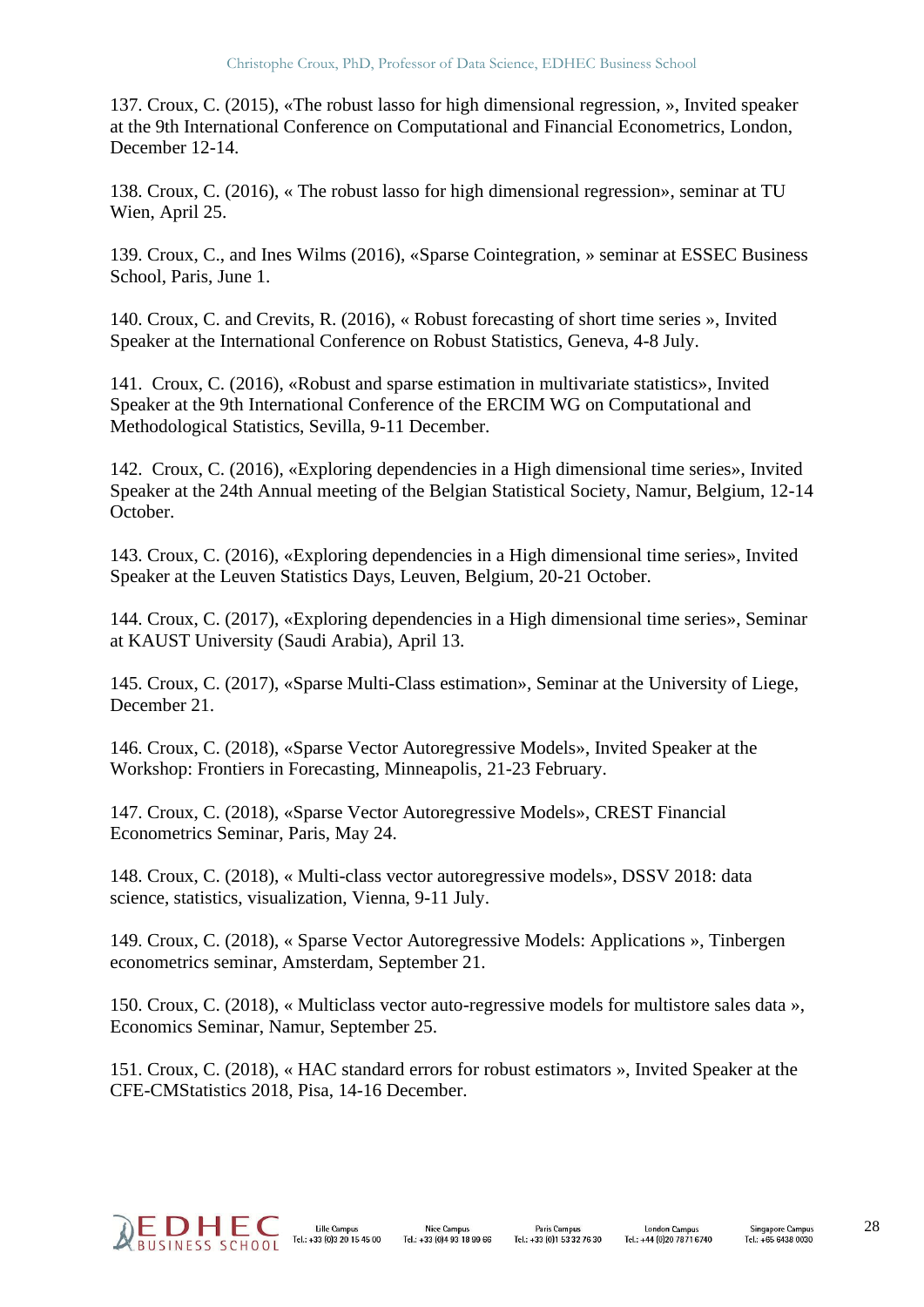137. Croux, C. (2015), «The robust lasso for high dimensional regression, », Invited speaker at the 9th International Conference on Computational and Financial Econometrics, London, December 12-14.

138. Croux, C. (2016), « The robust lasso for high dimensional regression», seminar at TU Wien, April 25.

139. Croux, C., and Ines Wilms (2016), «Sparse Cointegration, » seminar at ESSEC Business School, Paris, June 1.

140. Croux, C. and Crevits, R. (2016), « Robust forecasting of short time series », Invited Speaker at the International Conference on Robust Statistics, Geneva, 4-8 July.

141. Croux, C. (2016), «Robust and sparse estimation in multivariate statistics», Invited Speaker at the 9th International Conference of the ERCIM WG on Computational and Methodological Statistics, Sevilla, 9-11 December.

142. Croux, C. (2016), «Exploring dependencies in a High dimensional time series», Invited Speaker at the 24th Annual meeting of the Belgian Statistical Society, Namur, Belgium, 12-14 October.

143. Croux, C. (2016), «Exploring dependencies in a High dimensional time series», Invited Speaker at the Leuven Statistics Days, Leuven, Belgium, 20-21 October.

144. Croux, C. (2017), «Exploring dependencies in a High dimensional time series», Seminar at KAUST University (Saudi Arabia), April 13.

145. Croux, C. (2017), «Sparse Multi-Class estimation», Seminar at the University of Liege, December 21.

146. Croux, C. (2018), «Sparse Vector Autoregressive Models», Invited Speaker at the Workshop: Frontiers in Forecasting, Minneapolis, 21-23 February.

147. Croux, C. (2018), «Sparse Vector Autoregressive Models», CREST Financial Econometrics Seminar, Paris, May 24.

148. Croux, C. (2018), « Multi-class vector autoregressive models», DSSV 2018: data science, statistics, visualization, Vienna, 9-11 July.

149. Croux, C. (2018), « Sparse Vector Autoregressive Models: Applications », Tinbergen econometrics seminar, Amsterdam, September 21.

150. Croux, C. (2018), « Multiclass vector auto-regressive models for multistore sales data », Economics Seminar, Namur, September 25.

151. Croux, C. (2018), « HAC standard errors for robust estimators », Invited Speaker at the CFE-CMStatistics 2018, Pisa, 14-16 December.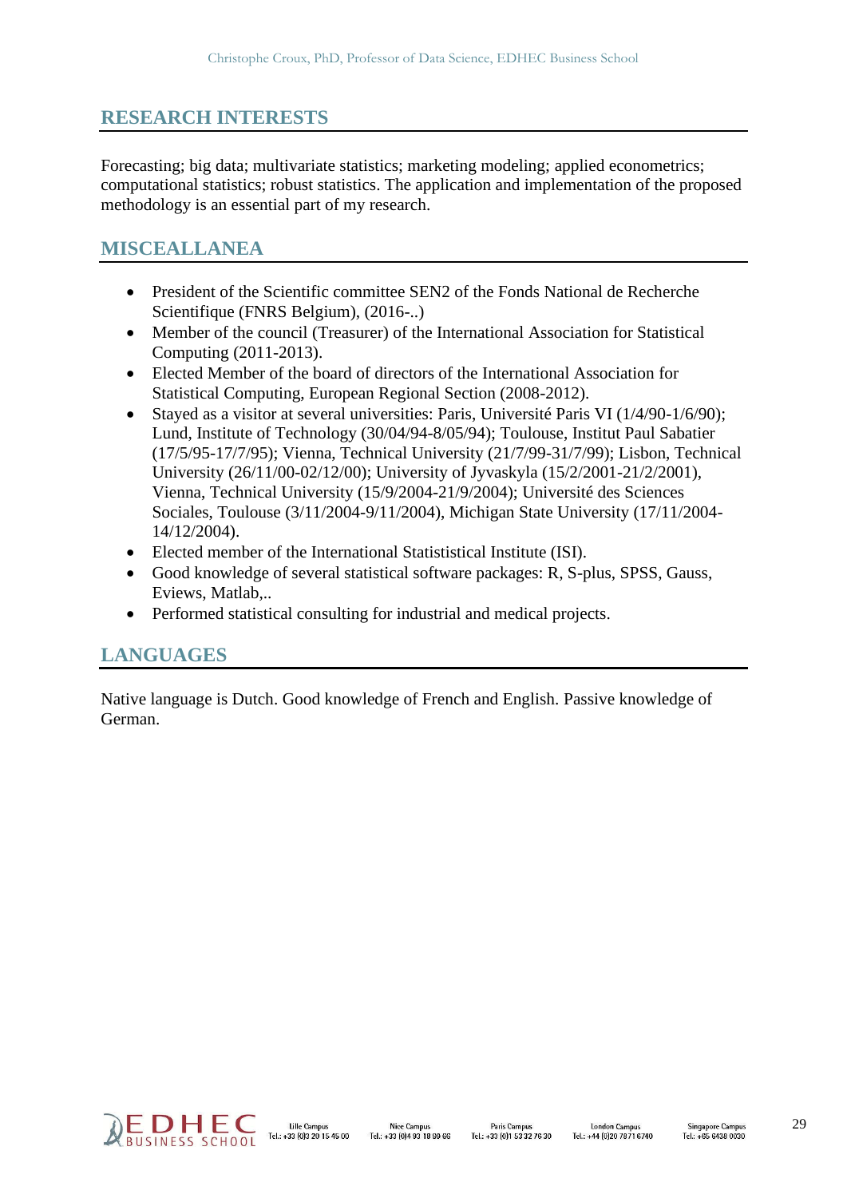## RESEARCH INTERESTS

Forecasting; big data; multivariate statistics; marketing modeling; applied econometrics; computational statistics; robust statistics. The application and implementation of the proposed methodology is an essential part of my research.

## MISCEALLANEA

- President of the Scientific committee SEN2 of the Fonds National de Recherche Scientifique (FNRS Belgium), (2016-..)
- Member of the council (Treasurer) of the International Association for Statistical Computing (2011-2013).
- Elected Member of the board of directors of the International Association for Statistical Computing, European Regional Section (2008-2012).
- Stayed as a visitor at several universities: Paris, Université Paris VI (1/4/90-1/6/90); Lund, Institute of Technology (30/04/94-8/05/94); Toulouse, Institut Paul Sabatier (17/5/95-17/7/95); Vienna, Technical University (21/7/99-31/7/99); Lisbon, Technical University (26/11/00-02/12/00); University of Jyvaskyla (15/2/2001-21/2/2001), Vienna, Technical University (15/9/2004-21/9/2004); Université des Sciences Sociales, Toulouse (3/11/2004-9/11/2004), Michigan State University (17/11/2004-14/12/2004).
- Elected member of the International Statististical Institute (ISI).
- Good knowledge of several statistical software packages: R, S-plus, SPSS, Gauss, Eviews, Matlab,..
- Performed statistical consulting for industrial and medical projects.

## LANGUAGES

Native language is Dutch. Good knowledge of French and English. Passive knowledge of German.